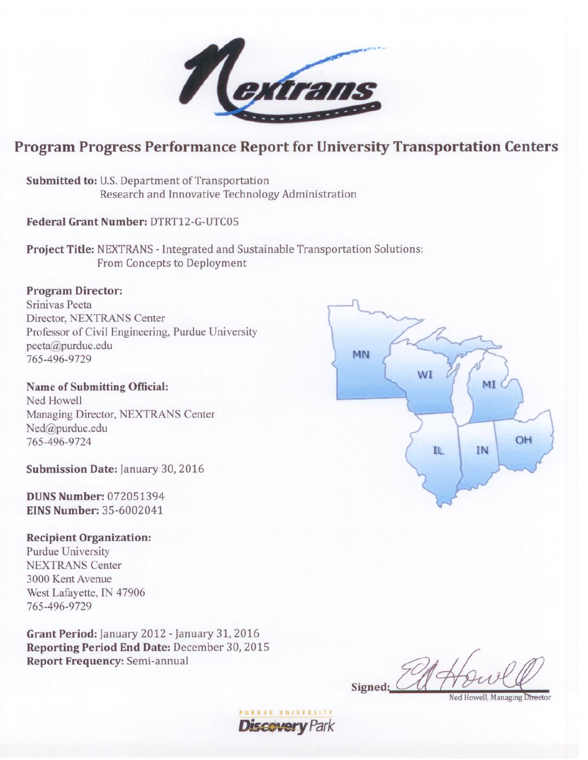# Program Progress Performance Report for University Transportation Centers

**Submitted to:** U.S. Department of Transportation
Research and Innovative Technology Administration

**Federal Grant Number:** DTRT12-G-UTC05

**Project Title:** NEXTRANS - Integrated and Sustainable Transportation Solutions: From Concepts to Deployment

**Program Director:**
Srinivas Peeta
Director, NEXTRANS Center
Professor of Civil Engineering, Purdue University
peeta@purdue.edu
765-496-9729

**Name of Submitting Official:**
Ned Howell
Managing Director, NEXTRANS Center
Ned@purdue.edu
765-496-9724

**Submission Date:** January 30, 2016

**DUNS Number:** 072051394
**EINS Number:** 35-6002041

**Recipient Organization:**
Purdue University
NEXTRANS Center
3000 Kent Avenue
West Lafayette, IN 47906
765-496-9729

**Grant Period:** January 2012 - January 31, 2016
**Reporting Period End Date:** December 30, 2015
**Report Frequency:** Semi-annual

**Signed:** Ned Howell, Managing Director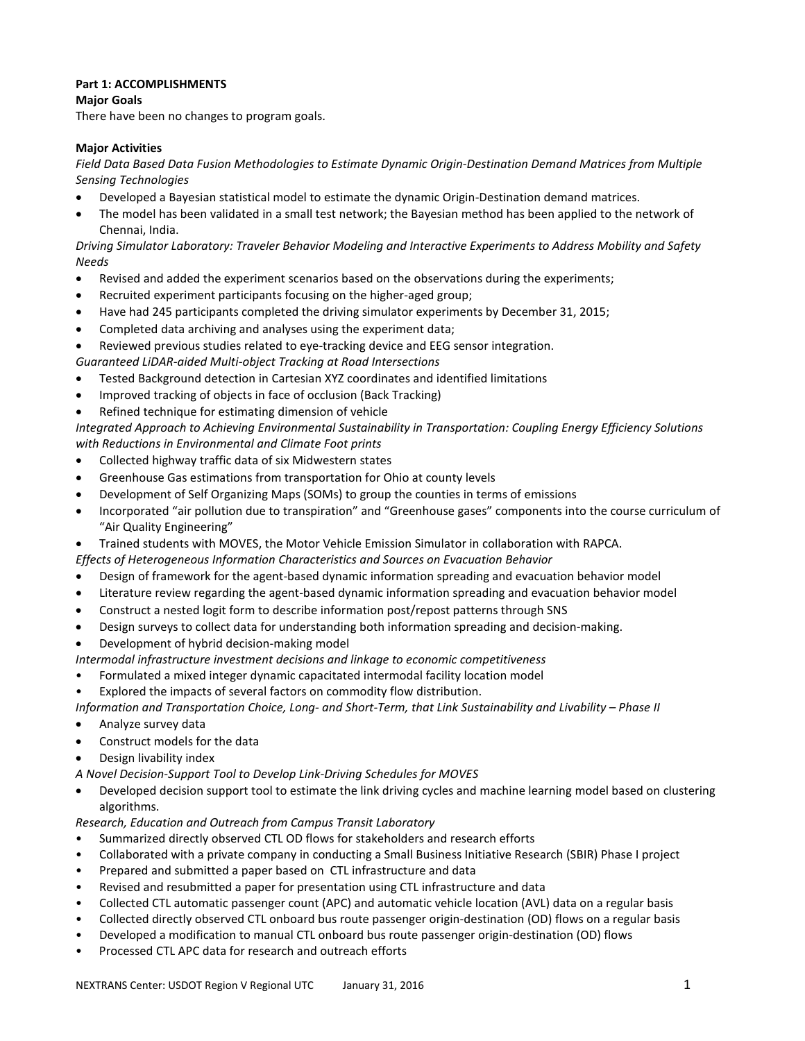**Part 1: ACCOMPLISHMENTS**

**Major Goals**

There have been no changes to program goals.

**Major Activities**

*Field Data Based Data Fusion Methodologies to Estimate Dynamic Origin-Destination Demand Matrices from Multiple Sensing Technologies*

- Developed a Bayesian statistical model to estimate the dynamic Origin-Destination demand matrices.
- The model has been validated in a small test network; the Bayesian method has been applied to the network of Chennai, India.

*Driving Simulator Laboratory: Traveler Behavior Modeling and Interactive Experiments to Address Mobility and Safety Needs*

- Revised and added the experiment scenarios based on the observations during the experiments;
- Recruited experiment participants focusing on the higher-aged group;
- Have had 245 participants completed the driving simulator experiments by December 31, 2015;
- Completed data archiving and analyses using the experiment data;
- Reviewed previous studies related to eye-tracking device and EEG sensor integration.

*Guaranteed LiDAR-aided Multi-object Tracking at Road Intersections*

- Tested Background detection in Cartesian XYZ coordinates and identified limitations
- Improved tracking of objects in face of occlusion (Back Tracking)
- Refined technique for estimating dimension of vehicle

*Integrated Approach to Achieving Environmental Sustainability in Transportation: Coupling Energy Efficiency Solutions with Reductions in Environmental and Climate Foot prints*

- Collected highway traffic data of six Midwestern states
- Greenhouse Gas estimations from transportation for Ohio at county levels
- Development of Self Organizing Maps (SOMs) to group the counties in terms of emissions
- Incorporated "air pollution due to transpiration" and "Greenhouse gases" components into the course curriculum of "Air Quality Engineering"
- Trained students with MOVES, the Motor Vehicle Emission Simulator in collaboration with RAPCA.

*Effects of Heterogeneous Information Characteristics and Sources on Evacuation Behavior*

- Design of framework for the agent-based dynamic information spreading and evacuation behavior model
- Literature review regarding the agent-based dynamic information spreading and evacuation behavior model
- Construct a nested logit form to describe information post/repost patterns through SNS
- Design surveys to collect data for understanding both information spreading and decision-making.
- Development of hybrid decision-making model

*Intermodal infrastructure investment decisions and linkage to economic competitiveness*

- Formulated a mixed integer dynamic capacitated intermodal facility location model
- Explored the impacts of several factors on commodity flow distribution.

*Information and Transportation Choice, Long- and Short-Term, that Link Sustainability and Livability – Phase II*

- Analyze survey data
- Construct models for the data
- Design livability index

*A Novel Decision-Support Tool to Develop Link-Driving Schedules for MOVES*

- Developed decision support tool to estimate the link driving cycles and machine learning model based on clustering algorithms.

*Research, Education and Outreach from Campus Transit Laboratory*

- Summarized directly observed CTL OD flows for stakeholders and research efforts
- Collaborated with a private company in conducting a Small Business Initiative Research (SBIR) Phase I project
- Prepared and submitted a paper based on CTL infrastructure and data
- Revised and resubmitted a paper for presentation using CTL infrastructure and data
- Collected CTL automatic passenger count (APC) and automatic vehicle location (AVL) data on a regular basis
- Collected directly observed CTL onboard bus route passenger origin-destination (OD) flows on a regular basis
- Developed a modification to manual CTL onboard bus route passenger origin-destination (OD) flows
- Processed CTL APC data for research and outreach efforts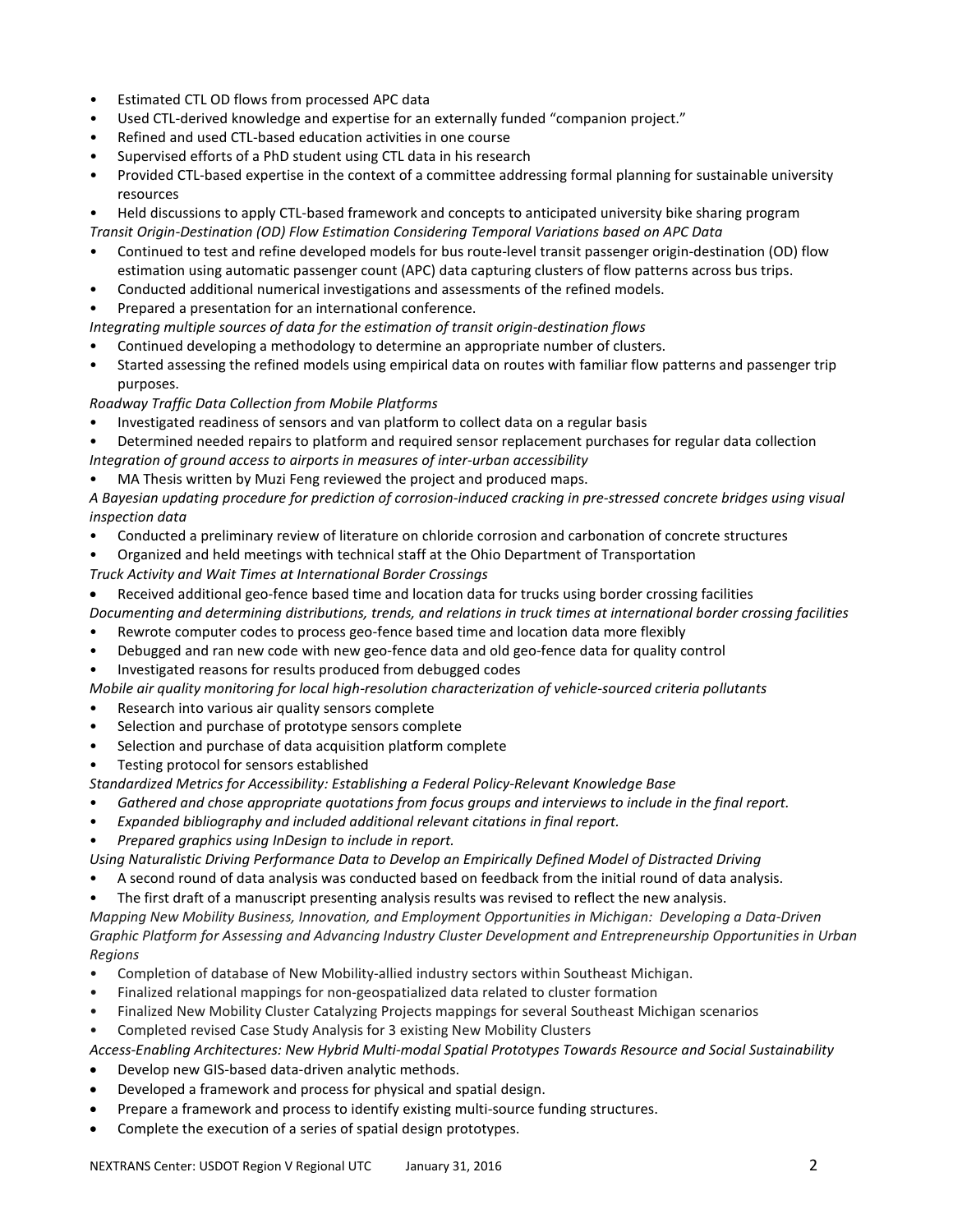- Estimated CTL OD flows from processed APC data
- Used CTL-derived knowledge and expertise for an externally funded "companion project."
- Refined and used CTL-based education activities in one course
- Supervised efforts of a PhD student using CTL data in his research
- Provided CTL-based expertise in the context of a committee addressing formal planning for sustainable university resources
- Held discussions to apply CTL-based framework and concepts to anticipated university bike sharing program

*Transit Origin-Destination (OD) Flow Estimation Considering Temporal Variations based on APC Data*

- Continued to test and refine developed models for bus route-level transit passenger origin-destination (OD) flow estimation using automatic passenger count (APC) data capturing clusters of flow patterns across bus trips.
- Conducted additional numerical investigations and assessments of the refined models.
- Prepared a presentation for an international conference.

*Integrating multiple sources of data for the estimation of transit origin-destination flows*

- Continued developing a methodology to determine an appropriate number of clusters.
- Started assessing the refined models using empirical data on routes with familiar flow patterns and passenger trip purposes.

*Roadway Traffic Data Collection from Mobile Platforms*

- Investigated readiness of sensors and van platform to collect data on a regular basis
- Determined needed repairs to platform and required sensor replacement purchases for regular data collection

*Integration of ground access to airports in measures of inter-urban accessibility*

- MA Thesis written by Muzi Feng reviewed the project and produced maps.

*A Bayesian updating procedure for prediction of corrosion-induced cracking in pre-stressed concrete bridges using visual inspection data*

- Conducted a preliminary review of literature on chloride corrosion and carbonation of concrete structures
- Organized and held meetings with technical staff at the Ohio Department of Transportation

*Truck Activity and Wait Times at International Border Crossings*

- Received additional geo-fence based time and location data for trucks using border crossing facilities

*Documenting and determining distributions, trends, and relations in truck times at international border crossing facilities*

- Rewrote computer codes to process geo-fence based time and location data more flexibly
- Debugged and ran new code with new geo-fence data and old geo-fence data for quality control
- Investigated reasons for results produced from debugged codes

*Mobile air quality monitoring for local high-resolution characterization of vehicle-sourced criteria pollutants*

- Research into various air quality sensors complete
- Selection and purchase of prototype sensors complete
- Selection and purchase of data acquisition platform complete
- Testing protocol for sensors established

*Standardized Metrics for Accessibility: Establishing a Federal Policy-Relevant Knowledge Base*

- *Gathered and chose appropriate quotations from focus groups and interviews to include in the final report.*
- *Expanded bibliography and included additional relevant citations in final report.*
- *Prepared graphics using InDesign to include in report.*

*Using Naturalistic Driving Performance Data to Develop an Empirically Defined Model of Distracted Driving*

- A second round of data analysis was conducted based on feedback from the initial round of data analysis.
- The first draft of a manuscript presenting analysis results was revised to reflect the new analysis.

*Mapping New Mobility Business, Innovation, and Employment Opportunities in Michigan: Developing a Data-Driven Graphic Platform for Assessing and Advancing Industry Cluster Development and Entrepreneurship Opportunities in Urban Regions*

- Completion of database of New Mobility-allied industry sectors within Southeast Michigan.
- Finalized relational mappings for non-geospatialized data related to cluster formation
- Finalized New Mobility Cluster Catalyzing Projects mappings for several Southeast Michigan scenarios
- Completed revised Case Study Analysis for 3 existing New Mobility Clusters

*Access-Enabling Architectures: New Hybrid Multi-modal Spatial Prototypes Towards Resource and Social Sustainability*

- Develop new GIS-based data-driven analytic methods.
- Developed a framework and process for physical and spatial design.
- Prepare a framework and process to identify existing multi-source funding structures.
- Complete the execution of a series of spatial design prototypes.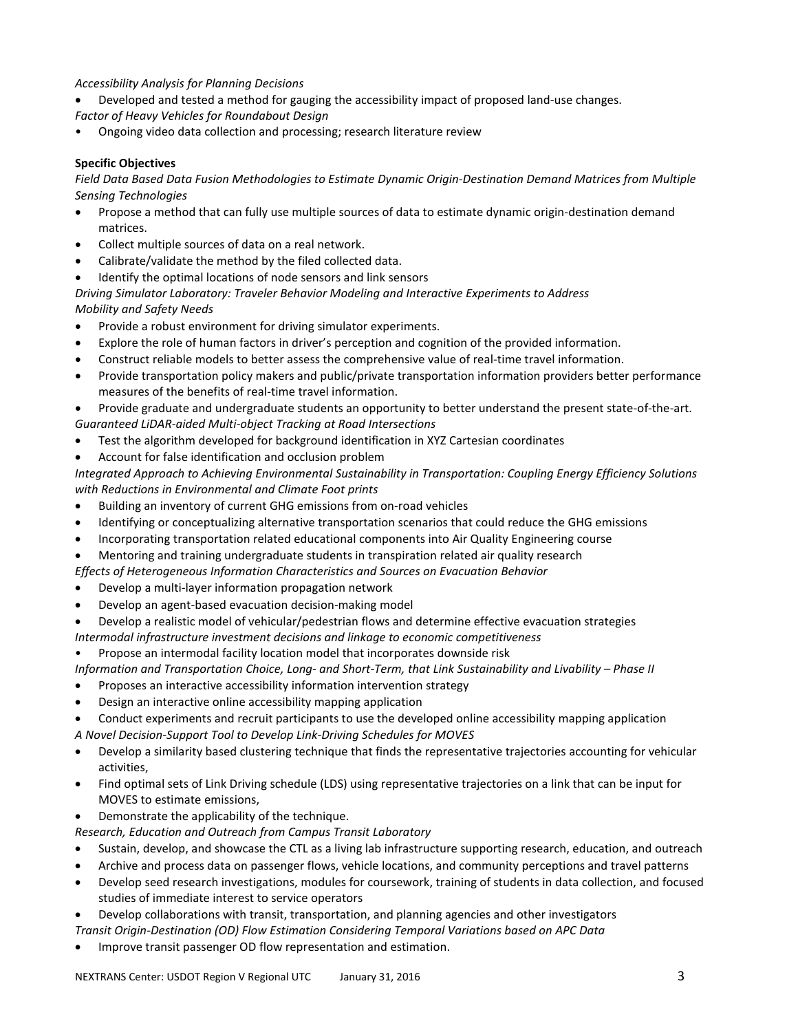*Accessibility Analysis for Planning Decisions*

- Developed and tested a method for gauging the accessibility impact of proposed land-use changes.

*Factor of Heavy Vehicles for Roundabout Design*

- Ongoing video data collection and processing; research literature review

**Specific Objectives**

*Field Data Based Data Fusion Methodologies to Estimate Dynamic Origin-Destination Demand Matrices from Multiple Sensing Technologies*

- Propose a method that can fully use multiple sources of data to estimate dynamic origin-destination demand matrices.
- Collect multiple sources of data on a real network.
- Calibrate/validate the method by the filed collected data.
- Identify the optimal locations of node sensors and link sensors

*Driving Simulator Laboratory: Traveler Behavior Modeling and Interactive Experiments to Address Mobility and Safety Needs*

- Provide a robust environment for driving simulator experiments.
- Explore the role of human factors in driver's perception and cognition of the provided information.
- Construct reliable models to better assess the comprehensive value of real-time travel information.
- Provide transportation policy makers and public/private transportation information providers better performance measures of the benefits of real-time travel information.
- Provide graduate and undergraduate students an opportunity to better understand the present state-of-the-art.

*Guaranteed LiDAR-aided Multi-object Tracking at Road Intersections*

- Test the algorithm developed for background identification in XYZ Cartesian coordinates
- Account for false identification and occlusion problem

*Integrated Approach to Achieving Environmental Sustainability in Transportation: Coupling Energy Efficiency Solutions with Reductions in Environmental and Climate Foot prints*

- Building an inventory of current GHG emissions from on-road vehicles
- Identifying or conceptualizing alternative transportation scenarios that could reduce the GHG emissions
- Incorporating transportation related educational components into Air Quality Engineering course
- Mentoring and training undergraduate students in transpiration related air quality research

*Effects of Heterogeneous Information Characteristics and Sources on Evacuation Behavior*

- Develop a multi-layer information propagation network
- Develop an agent-based evacuation decision-making model
- Develop a realistic model of vehicular/pedestrian flows and determine effective evacuation strategies

*Intermodal infrastructure investment decisions and linkage to economic competitiveness*

- Propose an intermodal facility location model that incorporates downside risk

*Information and Transportation Choice, Long- and Short-Term, that Link Sustainability and Livability – Phase II*

- Proposes an interactive accessibility information intervention strategy
- Design an interactive online accessibility mapping application
- Conduct experiments and recruit participants to use the developed online accessibility mapping application

*A Novel Decision-Support Tool to Develop Link-Driving Schedules for MOVES*

- Develop a similarity based clustering technique that finds the representative trajectories accounting for vehicular activities,
- Find optimal sets of Link Driving schedule (LDS) using representative trajectories on a link that can be input for MOVES to estimate emissions,
- Demonstrate the applicability of the technique.

*Research, Education and Outreach from Campus Transit Laboratory*

- Sustain, develop, and showcase the CTL as a living lab infrastructure supporting research, education, and outreach
- Archive and process data on passenger flows, vehicle locations, and community perceptions and travel patterns
- Develop seed research investigations, modules for coursework, training of students in data collection, and focused studies of immediate interest to service operators
- Develop collaborations with transit, transportation, and planning agencies and other investigators

*Transit Origin-Destination (OD) Flow Estimation Considering Temporal Variations based on APC Data*

- Improve transit passenger OD flow representation and estimation.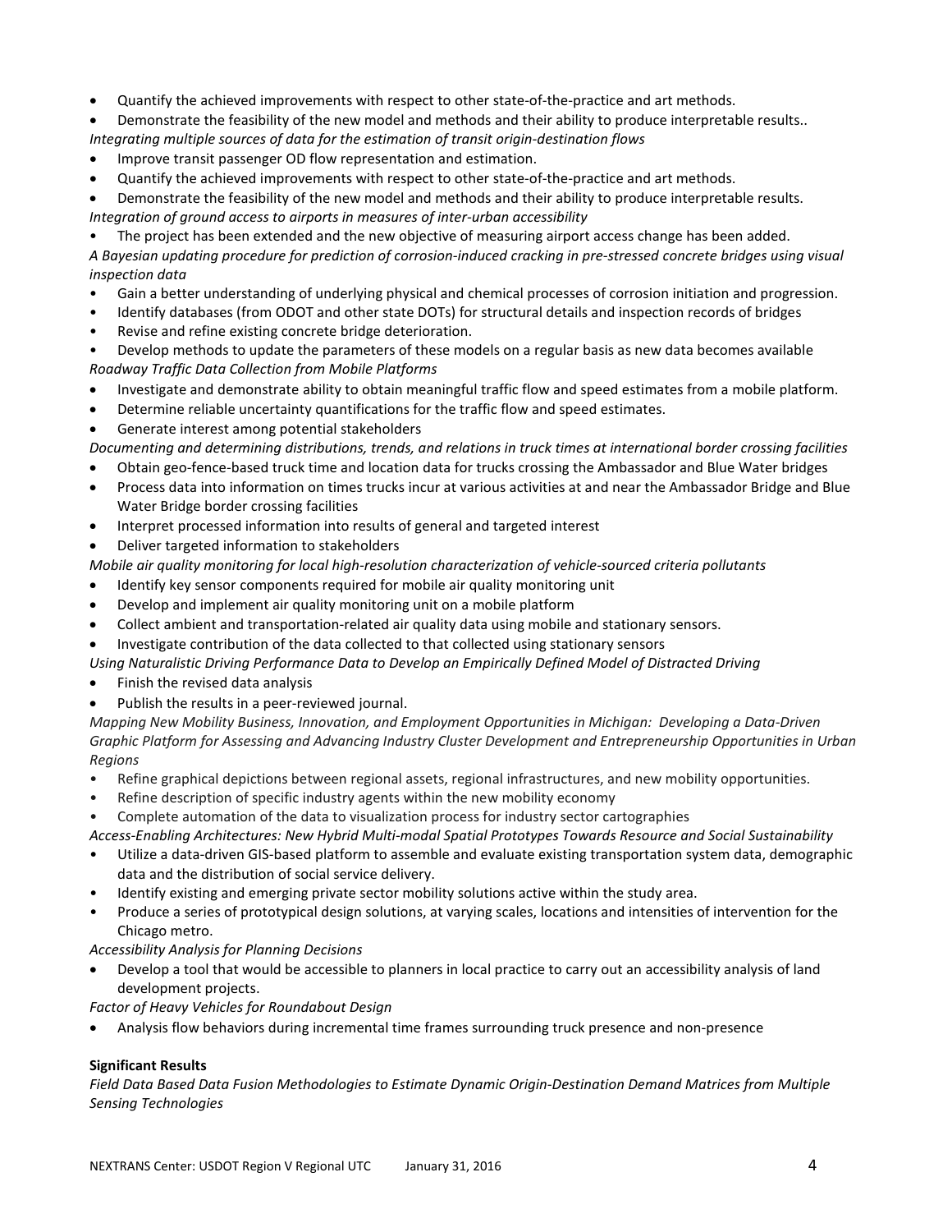- Quantify the achieved improvements with respect to other state-of-the-practice and art methods.
- Demonstrate the feasibility of the new model and methods and their ability to produce interpretable results..

*Integrating multiple sources of data for the estimation of transit origin-destination flows*

- Improve transit passenger OD flow representation and estimation.
- Quantify the achieved improvements with respect to other state-of-the-practice and art methods.
- Demonstrate the feasibility of the new model and methods and their ability to produce interpretable results.

*Integration of ground access to airports in measures of inter-urban accessibility*

- The project has been extended and the new objective of measuring airport access change has been added.

*A Bayesian updating procedure for prediction of corrosion-induced cracking in pre-stressed concrete bridges using visual inspection data*

- Gain a better understanding of underlying physical and chemical processes of corrosion initiation and progression.
- Identify databases (from ODOT and other state DOTs) for structural details and inspection records of bridges
- Revise and refine existing concrete bridge deterioration.
- Develop methods to update the parameters of these models on a regular basis as new data becomes available

*Roadway Traffic Data Collection from Mobile Platforms*

- Investigate and demonstrate ability to obtain meaningful traffic flow and speed estimates from a mobile platform.
- Determine reliable uncertainty quantifications for the traffic flow and speed estimates.
- Generate interest among potential stakeholders

*Documenting and determining distributions, trends, and relations in truck times at international border crossing facilities*

- Obtain geo-fence-based truck time and location data for trucks crossing the Ambassador and Blue Water bridges
- Process data into information on times trucks incur at various activities at and near the Ambassador Bridge and Blue Water Bridge border crossing facilities
- Interpret processed information into results of general and targeted interest
- Deliver targeted information to stakeholders

*Mobile air quality monitoring for local high-resolution characterization of vehicle-sourced criteria pollutants*

- Identify key sensor components required for mobile air quality monitoring unit
- Develop and implement air quality monitoring unit on a mobile platform
- Collect ambient and transportation-related air quality data using mobile and stationary sensors.
- Investigate contribution of the data collected to that collected using stationary sensors

*Using Naturalistic Driving Performance Data to Develop an Empirically Defined Model of Distracted Driving*

- Finish the revised data analysis
- Publish the results in a peer-reviewed journal.

*Mapping New Mobility Business, Innovation, and Employment Opportunities in Michigan: Developing a Data-Driven Graphic Platform for Assessing and Advancing Industry Cluster Development and Entrepreneurship Opportunities in Urban Regions*

- Refine graphical depictions between regional assets, regional infrastructures, and new mobility opportunities.
- Refine description of specific industry agents within the new mobility economy
- Complete automation of the data to visualization process for industry sector cartographies

*Access-Enabling Architectures: New Hybrid Multi-modal Spatial Prototypes Towards Resource and Social Sustainability*

- Utilize a data-driven GIS-based platform to assemble and evaluate existing transportation system data, demographic data and the distribution of social service delivery.
- Identify existing and emerging private sector mobility solutions active within the study area.
- Produce a series of prototypical design solutions, at varying scales, locations and intensities of intervention for the Chicago metro.

*Accessibility Analysis for Planning Decisions*

- Develop a tool that would be accessible to planners in local practice to carry out an accessibility analysis of land development projects.

*Factor of Heavy Vehicles for Roundabout Design*

- Analysis flow behaviors during incremental time frames surrounding truck presence and non-presence

**Significant Results**

*Field Data Based Data Fusion Methodologies to Estimate Dynamic Origin-Destination Demand Matrices from Multiple Sensing Technologies*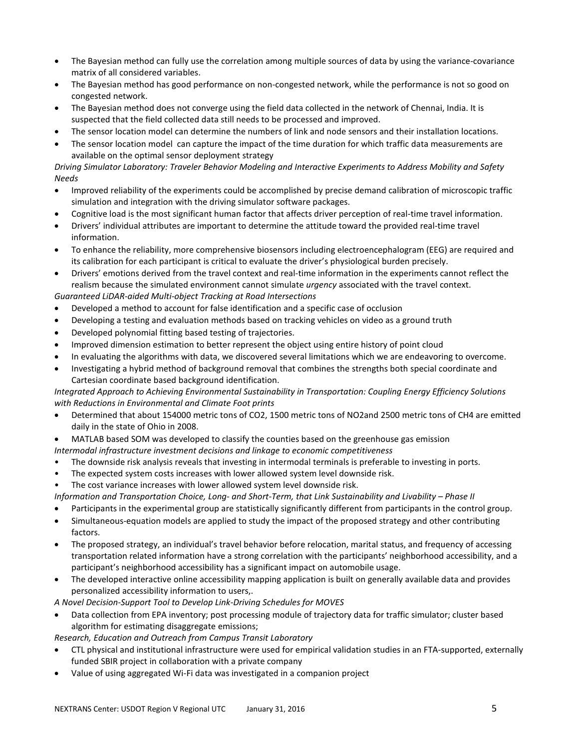- The Bayesian method can fully use the correlation among multiple sources of data by using the variance-covariance matrix of all considered variables.
- The Bayesian method has good performance on non-congested network, while the performance is not so good on congested network.
- The Bayesian method does not converge using the field data collected in the network of Chennai, India. It is suspected that the field collected data still needs to be processed and improved.
- The sensor location model can determine the numbers of link and node sensors and their installation locations.
- The sensor location model can capture the impact of the time duration for which traffic data measurements are available on the optimal sensor deployment strategy

*Driving Simulator Laboratory: Traveler Behavior Modeling and Interactive Experiments to Address Mobility and Safety Needs*

- Improved reliability of the experiments could be accomplished by precise demand calibration of microscopic traffic simulation and integration with the driving simulator software packages.
- Cognitive load is the most significant human factor that affects driver perception of real-time travel information.
- Drivers' individual attributes are important to determine the attitude toward the provided real-time travel information.
- To enhance the reliability, more comprehensive biosensors including electroencephalogram (EEG) are required and its calibration for each participant is critical to evaluate the driver's physiological burden precisely.
- Drivers' emotions derived from the travel context and real-time information in the experiments cannot reflect the realism because the simulated environment cannot simulate *urgency* associated with the travel context.

*Guaranteed LiDAR-aided Multi-object Tracking at Road Intersections*

- Developed a method to account for false identification and a specific case of occlusion
- Developing a testing and evaluation methods based on tracking vehicles on video as a ground truth
- Developed polynomial fitting based testing of trajectories.
- Improved dimension estimation to better represent the object using entire history of point cloud
- In evaluating the algorithms with data, we discovered several limitations which we are endeavoring to overcome.
- Investigating a hybrid method of background removal that combines the strengths both special coordinate and Cartesian coordinate based background identification.

*Integrated Approach to Achieving Environmental Sustainability in Transportation: Coupling Energy Efficiency Solutions with Reductions in Environmental and Climate Foot prints*

- Determined that about 154000 metric tons of $CO_2$, 1500 metric tons of $NO_2$and 2500 metric tons of $CH_4$ are emitted daily in the state of Ohio in 2008.
- MATLAB based SOM was developed to classify the counties based on the greenhouse gas emission

*Intermodal infrastructure investment decisions and linkage to economic competitiveness*

- The downside risk analysis reveals that investing in intermodal terminals is preferable to investing in ports.
- The expected system costs increases with lower allowed system level downside risk.
- The cost variance increases with lower allowed system level downside risk.

*Information and Transportation Choice, Long- and Short-Term, that Link Sustainability and Livability – Phase II*

- Participants in the experimental group are statistically significantly different from participants in the control group.
- Simultaneous-equation models are applied to study the impact of the proposed strategy and other contributing factors.
- The proposed strategy, an individual's travel behavior before relocation, marital status, and frequency of accessing transportation related information have a strong correlation with the participants' neighborhood accessibility, and a participant's neighborhood accessibility has a significant impact on automobile usage.
- The developed interactive online accessibility mapping application is built on generally available data and provides personalized accessibility information to users,.

*A Novel Decision-Support Tool to Develop Link-Driving Schedules for MOVES*

- Data collection from EPA inventory; post processing module of trajectory data for traffic simulator; cluster based algorithm for estimating disaggregate emissions;

*Research, Education and Outreach from Campus Transit Laboratory*

- CTL physical and institutional infrastructure were used for empirical validation studies in an FTA-supported, externally funded SBIR project in collaboration with a private company
- Value of using aggregated Wi-Fi data was investigated in a companion project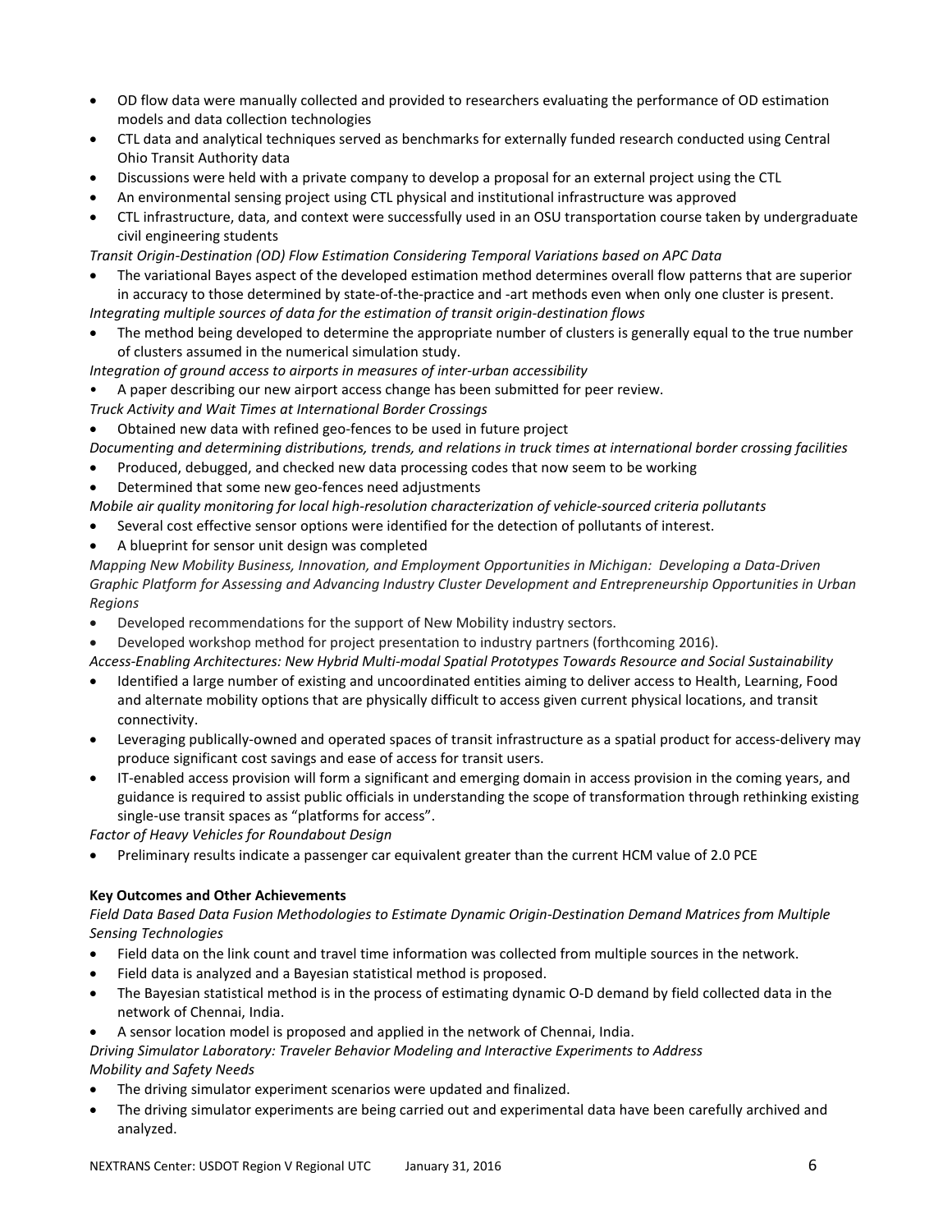- OD flow data were manually collected and provided to researchers evaluating the performance of OD estimation models and data collection technologies
- CTL data and analytical techniques served as benchmarks for externally funded research conducted using Central Ohio Transit Authority data
- Discussions were held with a private company to develop a proposal for an external project using the CTL
- An environmental sensing project using CTL physical and institutional infrastructure was approved
- CTL infrastructure, data, and context were successfully used in an OSU transportation course taken by undergraduate civil engineering students

*Transit Origin-Destination (OD) Flow Estimation Considering Temporal Variations based on APC Data*

- The variational Bayes aspect of the developed estimation method determines overall flow patterns that are superior in accuracy to those determined by state-of-the-practice and -art methods even when only one cluster is present.

*Integrating multiple sources of data for the estimation of transit origin-destination flows*

- The method being developed to determine the appropriate number of clusters is generally equal to the true number of clusters assumed in the numerical simulation study.

*Integration of ground access to airports in measures of inter-urban accessibility*

- A paper describing our new airport access change has been submitted for peer review.

*Truck Activity and Wait Times at International Border Crossings*

- Obtained new data with refined geo-fences to be used in future project

*Documenting and determining distributions, trends, and relations in truck times at international border crossing facilities*

- Produced, debugged, and checked new data processing codes that now seem to be working
- Determined that some new geo-fences need adjustments

*Mobile air quality monitoring for local high-resolution characterization of vehicle-sourced criteria pollutants*

- Several cost effective sensor options were identified for the detection of pollutants of interest.
- A blueprint for sensor unit design was completed

*Mapping New Mobility Business, Innovation, and Employment Opportunities in Michigan: Developing a Data-Driven Graphic Platform for Assessing and Advancing Industry Cluster Development and Entrepreneurship Opportunities in Urban Regions*

- Developed recommendations for the support of New Mobility industry sectors.
- Developed workshop method for project presentation to industry partners (forthcoming 2016).

*Access-Enabling Architectures: New Hybrid Multi-modal Spatial Prototypes Towards Resource and Social Sustainability*

- Identified a large number of existing and uncoordinated entities aiming to deliver access to Health, Learning, Food and alternate mobility options that are physically difficult to access given current physical locations, and transit connectivity.
- Leveraging publically-owned and operated spaces of transit infrastructure as a spatial product for access-delivery may produce significant cost savings and ease of access for transit users.
- IT-enabled access provision will form a significant and emerging domain in access provision in the coming years, and guidance is required to assist public officials in understanding the scope of transformation through rethinking existing single-use transit spaces as "platforms for access".

*Factor of Heavy Vehicles for Roundabout Design*

- Preliminary results indicate a passenger car equivalent greater than the current HCM value of 2.0 PCE

**Key Outcomes and Other Achievements**

*Field Data Based Data Fusion Methodologies to Estimate Dynamic Origin-Destination Demand Matrices from Multiple Sensing Technologies*

- Field data on the link count and travel time information was collected from multiple sources in the network.
- Field data is analyzed and a Bayesian statistical method is proposed.
- The Bayesian statistical method is in the process of estimating dynamic O-D demand by field collected data in the network of Chennai, India.
- A sensor location model is proposed and applied in the network of Chennai, India.

*Driving Simulator Laboratory: Traveler Behavior Modeling and Interactive Experiments to Address Mobility and Safety Needs*

- The driving simulator experiment scenarios were updated and finalized.
- The driving simulator experiments are being carried out and experimental data have been carefully archived and analyzed.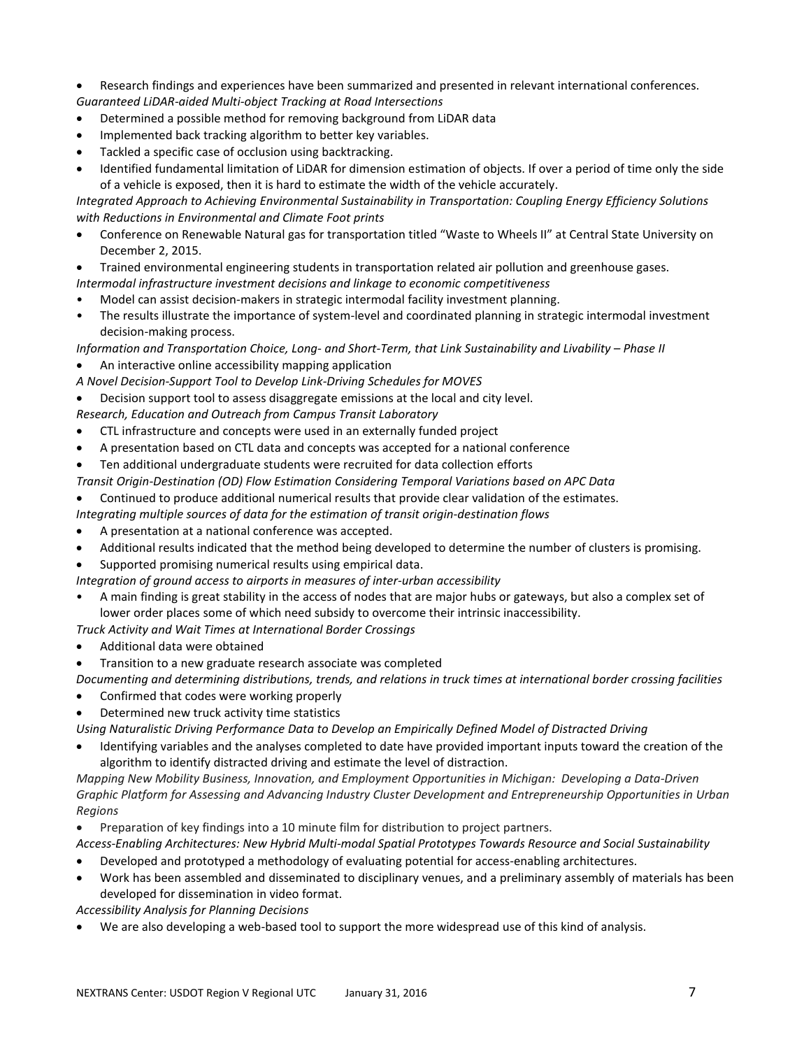- Research findings and experiences have been summarized and presented in relevant international conferences.

*Guaranteed LiDAR-aided Multi-object Tracking at Road Intersections*

- Determined a possible method for removing background from LiDAR data
- Implemented back tracking algorithm to better key variables.
- Tackled a specific case of occlusion using backtracking.
- Identified fundamental limitation of LiDAR for dimension estimation of objects. If over a period of time only the side of a vehicle is exposed, then it is hard to estimate the width of the vehicle accurately.

*Integrated Approach to Achieving Environmental Sustainability in Transportation: Coupling Energy Efficiency Solutions with Reductions in Environmental and Climate Foot prints*

- Conference on Renewable Natural gas for transportation titled "Waste to Wheels II" at Central State University on December 2, 2015.
- Trained environmental engineering students in transportation related air pollution and greenhouse gases.

*Intermodal infrastructure investment decisions and linkage to economic competitiveness*

- Model can assist decision-makers in strategic intermodal facility investment planning.
- The results illustrate the importance of system-level and coordinated planning in strategic intermodal investment decision-making process.

*Information and Transportation Choice, Long- and Short-Term, that Link Sustainability and Livability – Phase II*

- An interactive online accessibility mapping application

*A Novel Decision-Support Tool to Develop Link-Driving Schedules for MOVES*

- Decision support tool to assess disaggregate emissions at the local and city level.

*Research, Education and Outreach from Campus Transit Laboratory*

- CTL infrastructure and concepts were used in an externally funded project
- A presentation based on CTL data and concepts was accepted for a national conference
- Ten additional undergraduate students were recruited for data collection efforts

*Transit Origin-Destination (OD) Flow Estimation Considering Temporal Variations based on APC Data*

- Continued to produce additional numerical results that provide clear validation of the estimates.

*Integrating multiple sources of data for the estimation of transit origin-destination flows*

- A presentation at a national conference was accepted.
- Additional results indicated that the method being developed to determine the number of clusters is promising.
- Supported promising numerical results using empirical data.

*Integration of ground access to airports in measures of inter-urban accessibility*

- A main finding is great stability in the access of nodes that are major hubs or gateways, but also a complex set of lower order places some of which need subsidy to overcome their intrinsic inaccessibility.

*Truck Activity and Wait Times at International Border Crossings*

- Additional data were obtained
- Transition to a new graduate research associate was completed

*Documenting and determining distributions, trends, and relations in truck times at international border crossing facilities*

- Confirmed that codes were working properly
- Determined new truck activity time statistics

*Using Naturalistic Driving Performance Data to Develop an Empirically Defined Model of Distracted Driving*

- Identifying variables and the analyses completed to date have provided important inputs toward the creation of the algorithm to identify distracted driving and estimate the level of distraction.

*Mapping New Mobility Business, Innovation, and Employment Opportunities in Michigan: Developing a Data-Driven Graphic Platform for Assessing and Advancing Industry Cluster Development and Entrepreneurship Opportunities in Urban Regions*

- Preparation of key findings into a 10 minute film for distribution to project partners.

*Access-Enabling Architectures: New Hybrid Multi-modal Spatial Prototypes Towards Resource and Social Sustainability*

- Developed and prototyped a methodology of evaluating potential for access-enabling architectures.
- Work has been assembled and disseminated to disciplinary venues, and a preliminary assembly of materials has been developed for dissemination in video format.

*Accessibility Analysis for Planning Decisions*

- We are also developing a web-based tool to support the more widespread use of this kind of analysis.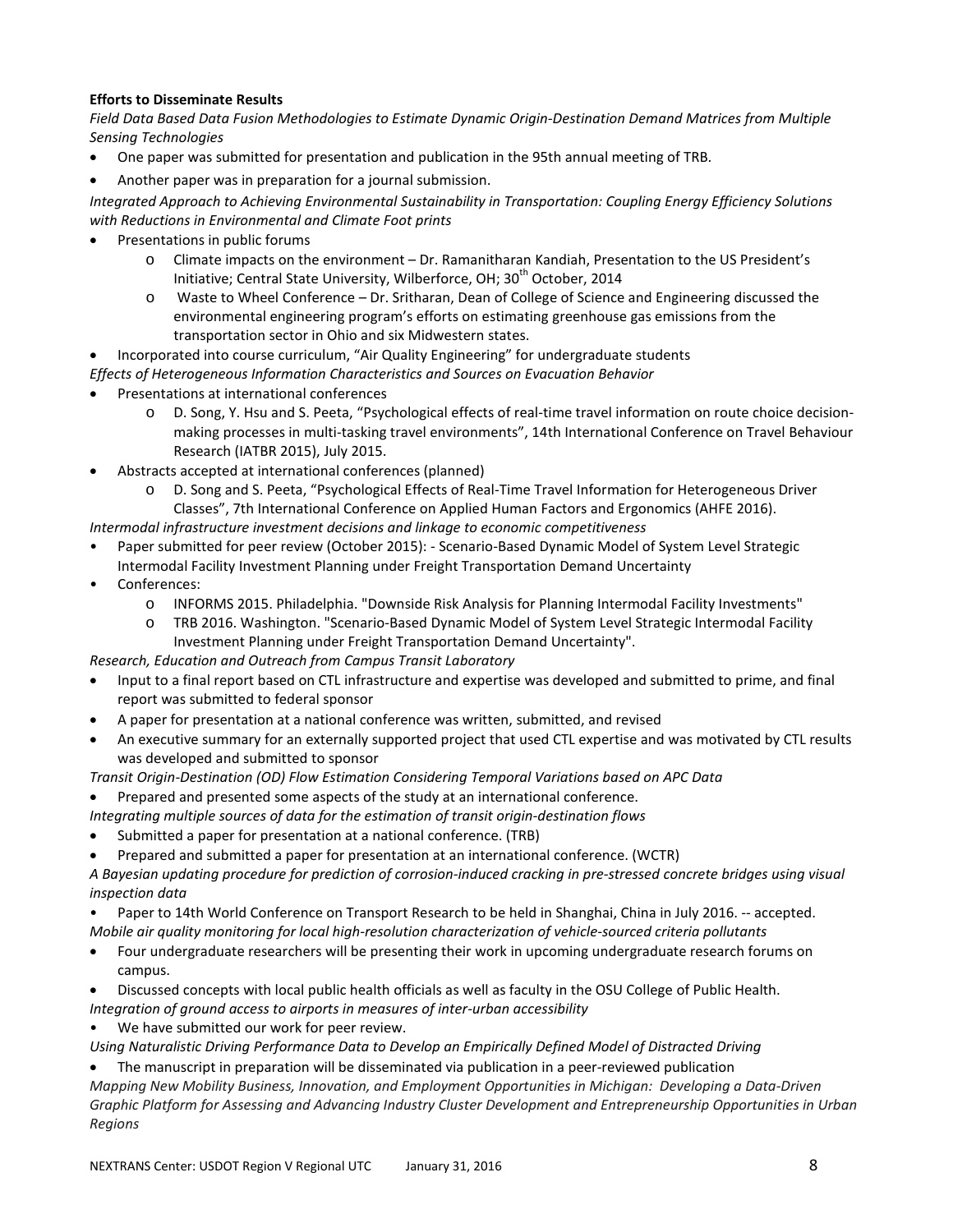**Efforts to Disseminate Results**

*Field Data Based Data Fusion Methodologies to Estimate Dynamic Origin-Destination Demand Matrices from Multiple Sensing Technologies*

- One paper was submitted for presentation and publication in the 95th annual meeting of TRB.
- Another paper was in preparation for a journal submission.

*Integrated Approach to Achieving Environmental Sustainability in Transportation: Coupling Energy Efficiency Solutions with Reductions in Environmental and Climate Foot prints*

- Presentations in public forums
    - Climate impacts on the environment – Dr. Ramanitharan Kandiah, Presentation to the US President's Initiative; Central State University, Wilberforce, OH; 30th October, 2014
    - Waste to Wheel Conference – Dr. Sritharan, Dean of College of Science and Engineering discussed the environmental engineering program's efforts on estimating greenhouse gas emissions from the transportation sector in Ohio and six Midwestern states.
- Incorporated into course curriculum, "Air Quality Engineering" for undergraduate students

*Effects of Heterogeneous Information Characteristics and Sources on Evacuation Behavior*

- Presentations at international conferences
    - D. Song, Y. Hsu and S. Peeta, "Psychological effects of real-time travel information on route choice decision-making processes in multi-tasking travel environments", 14th International Conference on Travel Behaviour Research (IATBR 2015), July 2015.
- Abstracts accepted at international conferences (planned)
    - D. Song and S. Peeta, "Psychological Effects of Real-Time Travel Information for Heterogeneous Driver Classes", 7th International Conference on Applied Human Factors and Ergonomics (AHFE 2016).

*Intermodal infrastructure investment decisions and linkage to economic competitiveness*

- Paper submitted for peer review (October 2015): - Scenario-Based Dynamic Model of System Level Strategic Intermodal Facility Investment Planning under Freight Transportation Demand Uncertainty
- Conferences:
    - INFORMS 2015. Philadelphia. "Downside Risk Analysis for Planning Intermodal Facility Investments"
    - TRB 2016. Washington. "Scenario-Based Dynamic Model of System Level Strategic Intermodal Facility Investment Planning under Freight Transportation Demand Uncertainty".

*Research, Education and Outreach from Campus Transit Laboratory*

- Input to a final report based on CTL infrastructure and expertise was developed and submitted to prime, and final report was submitted to federal sponsor
- A paper for presentation at a national conference was written, submitted, and revised
- An executive summary for an externally supported project that used CTL expertise and was motivated by CTL results was developed and submitted to sponsor

*Transit Origin-Destination (OD) Flow Estimation Considering Temporal Variations based on APC Data*

- Prepared and presented some aspects of the study at an international conference.

*Integrating multiple sources of data for the estimation of transit origin-destination flows*

- Submitted a paper for presentation at a national conference. (TRB)
- Prepared and submitted a paper for presentation at an international conference. (WCTR)

*A Bayesian updating procedure for prediction of corrosion-induced cracking in pre-stressed concrete bridges using visual inspection data*

- Paper to 14th World Conference on Transport Research to be held in Shanghai, China in July 2016. -- accepted.

*Mobile air quality monitoring for local high-resolution characterization of vehicle-sourced criteria pollutants*

- Four undergraduate researchers will be presenting their work in upcoming undergraduate research forums on campus.
- Discussed concepts with local public health officials as well as faculty in the OSU College of Public Health.

*Integration of ground access to airports in measures of inter-urban accessibility*

- We have submitted our work for peer review.

*Using Naturalistic Driving Performance Data to Develop an Empirically Defined Model of Distracted Driving*

- The manuscript in preparation will be disseminated via publication in a peer-reviewed publication

*Mapping New Mobility Business, Innovation, and Employment Opportunities in Michigan: Developing a Data-Driven Graphic Platform for Assessing and Advancing Industry Cluster Development and Entrepreneurship Opportunities in Urban Regions*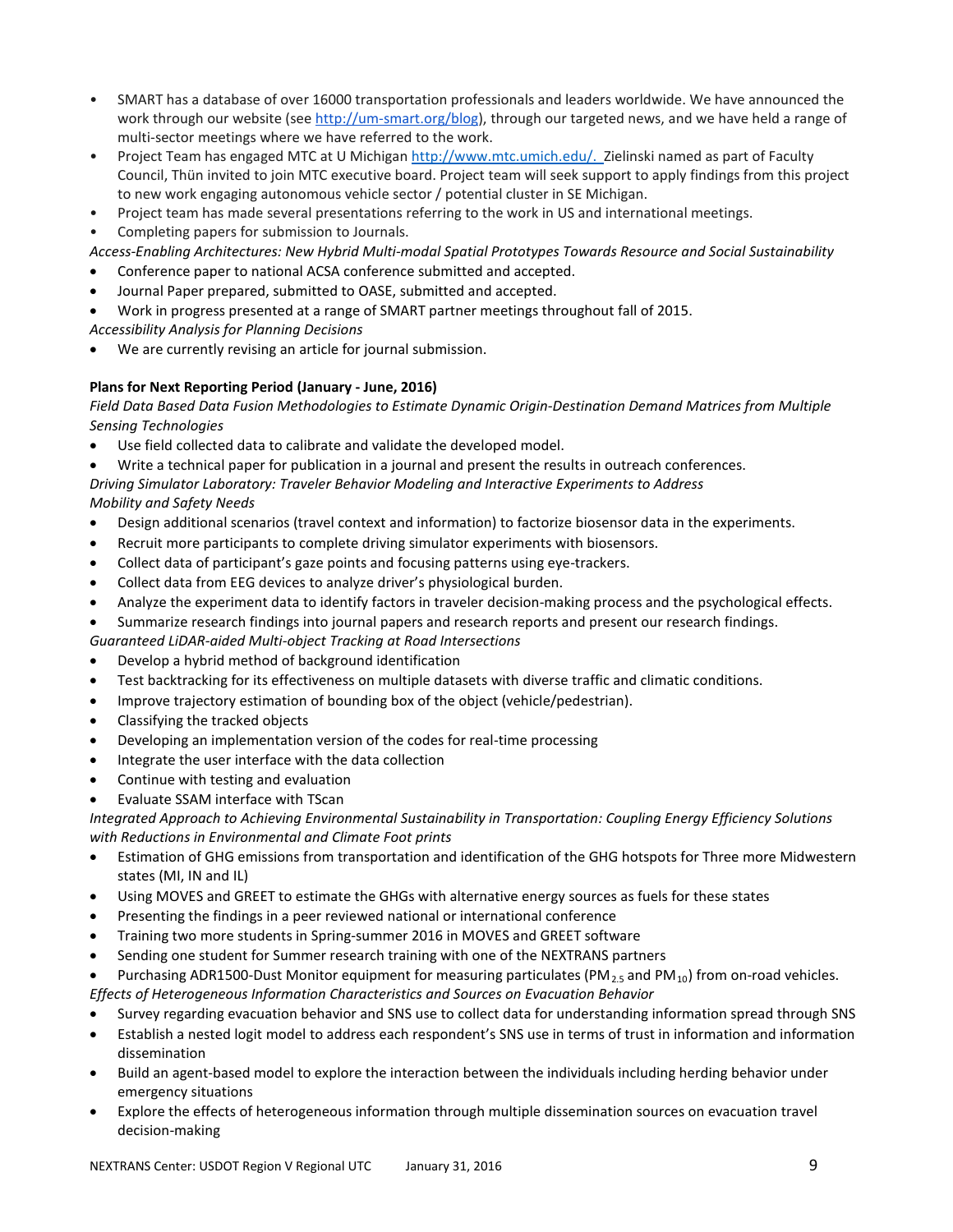- SMART has a database of over 16000 transportation professionals and leaders worldwide. We have announced the work through our website (see http://um-smart.org/blog), through our targeted news, and we have held a range of multi-sector meetings where we have referred to the work.
- Project Team has engaged MTC at U Michigan http://www.mtc.umich.edu/. Zielinski named as part of Faculty Council, Thün invited to join MTC executive board. Project team will seek support to apply findings from this project to new work engaging autonomous vehicle sector / potential cluster in SE Michigan.
- Project team has made several presentations referring to the work in US and international meetings.
- Completing papers for submission to Journals.

*Access-Enabling Architectures: New Hybrid Multi-modal Spatial Prototypes Towards Resource and Social Sustainability*

- Conference paper to national ACSA conference submitted and accepted.
- Journal Paper prepared, submitted to OASE, submitted and accepted.
- Work in progress presented at a range of SMART partner meetings throughout fall of 2015.

*Accessibility Analysis for Planning Decisions*

- We are currently revising an article for journal submission.

**Plans for Next Reporting Period (January - June, 2016)**

*Field Data Based Data Fusion Methodologies to Estimate Dynamic Origin-Destination Demand Matrices from Multiple Sensing Technologies*

- Use field collected data to calibrate and validate the developed model.
- Write a technical paper for publication in a journal and present the results in outreach conferences.

*Driving Simulator Laboratory: Traveler Behavior Modeling and Interactive Experiments to Address Mobility and Safety Needs*

- Design additional scenarios (travel context and information) to factorize biosensor data in the experiments.
- Recruit more participants to complete driving simulator experiments with biosensors.
- Collect data of participant's gaze points and focusing patterns using eye-trackers.
- Collect data from EEG devices to analyze driver's physiological burden.
- Analyze the experiment data to identify factors in traveler decision-making process and the psychological effects.
- Summarize research findings into journal papers and research reports and present our research findings.

*Guaranteed LiDAR-aided Multi-object Tracking at Road Intersections*

- Develop a hybrid method of background identification
- Test backtracking for its effectiveness on multiple datasets with diverse traffic and climatic conditions.
- Improve trajectory estimation of bounding box of the object (vehicle/pedestrian).
- Classifying the tracked objects
- Developing an implementation version of the codes for real-time processing
- Integrate the user interface with the data collection
- Continue with testing and evaluation
- Evaluate SSAM interface with TScan

*Integrated Approach to Achieving Environmental Sustainability in Transportation: Coupling Energy Efficiency Solutions with Reductions in Environmental and Climate Foot prints*

- Estimation of GHG emissions from transportation and identification of the GHG hotspots for Three more Midwestern states (MI, IN and IL)
- Using MOVES and GREET to estimate the GHGs with alternative energy sources as fuels for these states
- Presenting the findings in a peer reviewed national or international conference
- Training two more students in Spring-summer 2016 in MOVES and GREET software
- Sending one student for Summer research training with one of the NEXTRANS partners
- Purchasing ADR1500-Dust Monitor equipment for measuring particulates ($PM_{2.5}$ and $PM_{10}$) from on-road vehicles.

*Effects of Heterogeneous Information Characteristics and Sources on Evacuation Behavior*

- Survey regarding evacuation behavior and SNS use to collect data for understanding information spread through SNS
- Establish a nested logit model to address each respondent's SNS use in terms of trust in information and information dissemination
- Build an agent-based model to explore the interaction between the individuals including herding behavior under emergency situations
- Explore the effects of heterogeneous information through multiple dissemination sources on evacuation travel decision-making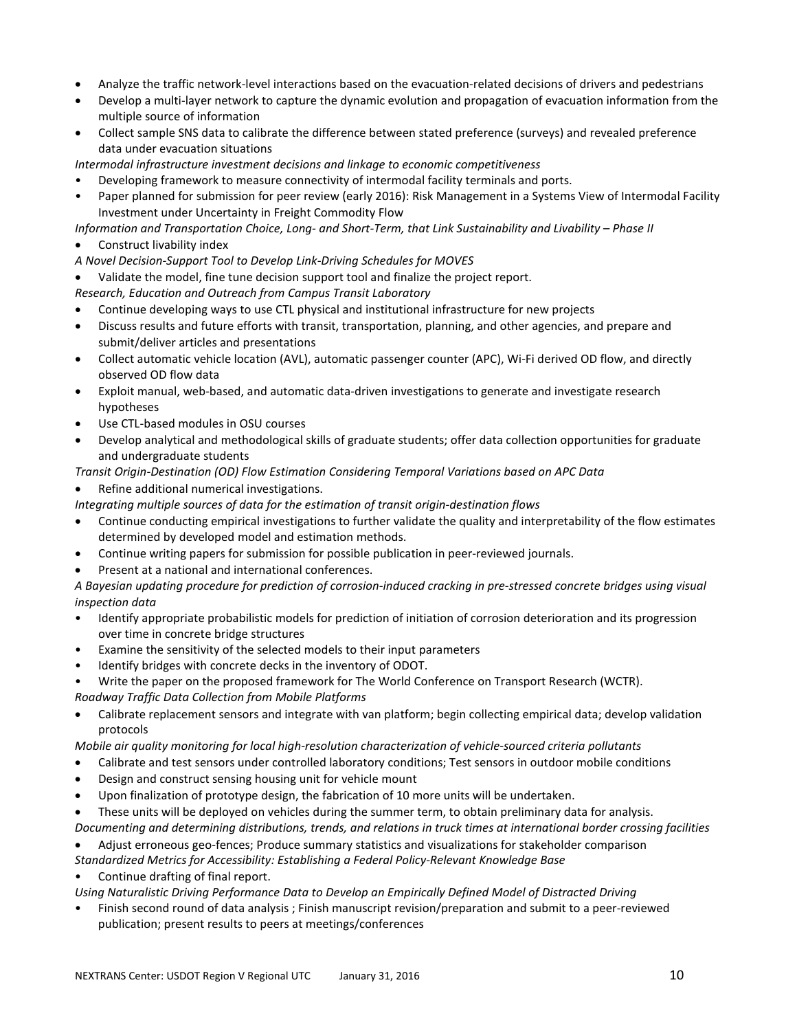- Analyze the traffic network-level interactions based on the evacuation-related decisions of drivers and pedestrians
- Develop a multi-layer network to capture the dynamic evolution and propagation of evacuation information from the multiple source of information
- Collect sample SNS data to calibrate the difference between stated preference (surveys) and revealed preference data under evacuation situations

*Intermodal infrastructure investment decisions and linkage to economic competitiveness*

- Developing framework to measure connectivity of intermodal facility terminals and ports.
- Paper planned for submission for peer review (early 2016): Risk Management in a Systems View of Intermodal Facility Investment under Uncertainty in Freight Commodity Flow

*Information and Transportation Choice, Long- and Short-Term, that Link Sustainability and Livability – Phase II*

- Construct livability index

*A Novel Decision-Support Tool to Develop Link-Driving Schedules for MOVES*

- Validate the model, fine tune decision support tool and finalize the project report.

*Research, Education and Outreach from Campus Transit Laboratory*

- Continue developing ways to use CTL physical and institutional infrastructure for new projects
- Discuss results and future efforts with transit, transportation, planning, and other agencies, and prepare and submit/deliver articles and presentations
- Collect automatic vehicle location (AVL), automatic passenger counter (APC), Wi-Fi derived OD flow, and directly observed OD flow data
- Exploit manual, web-based, and automatic data-driven investigations to generate and investigate research hypotheses
- Use CTL-based modules in OSU courses
- Develop analytical and methodological skills of graduate students; offer data collection opportunities for graduate and undergraduate students

*Transit Origin-Destination (OD) Flow Estimation Considering Temporal Variations based on APC Data*

- Refine additional numerical investigations.

*Integrating multiple sources of data for the estimation of transit origin-destination flows*

- Continue conducting empirical investigations to further validate the quality and interpretability of the flow estimates determined by developed model and estimation methods.
- Continue writing papers for submission for possible publication in peer-reviewed journals.
- Present at a national and international conferences.

*A Bayesian updating procedure for prediction of corrosion-induced cracking in pre-stressed concrete bridges using visual inspection data*

- Identify appropriate probabilistic models for prediction of initiation of corrosion deterioration and its progression over time in concrete bridge structures
- Examine the sensitivity of the selected models to their input parameters
- Identify bridges with concrete decks in the inventory of ODOT.
- Write the paper on the proposed framework for The World Conference on Transport Research (WCTR).

*Roadway Traffic Data Collection from Mobile Platforms*

- Calibrate replacement sensors and integrate with van platform; begin collecting empirical data; develop validation protocols

*Mobile air quality monitoring for local high-resolution characterization of vehicle-sourced criteria pollutants*

- Calibrate and test sensors under controlled laboratory conditions; Test sensors in outdoor mobile conditions
- Design and construct sensing housing unit for vehicle mount
- Upon finalization of prototype design, the fabrication of 10 more units will be undertaken.
- These units will be deployed on vehicles during the summer term, to obtain preliminary data for analysis.

*Documenting and determining distributions, trends, and relations in truck times at international border crossing facilities*

- Adjust erroneous geo-fences; Produce summary statistics and visualizations for stakeholder comparison

*Standardized Metrics for Accessibility: Establishing a Federal Policy-Relevant Knowledge Base*

- Continue drafting of final report.

*Using Naturalistic Driving Performance Data to Develop an Empirically Defined Model of Distracted Driving*

- Finish second round of data analysis ; Finish manuscript revision/preparation and submit to a peer-reviewed publication; present results to peers at meetings/conferences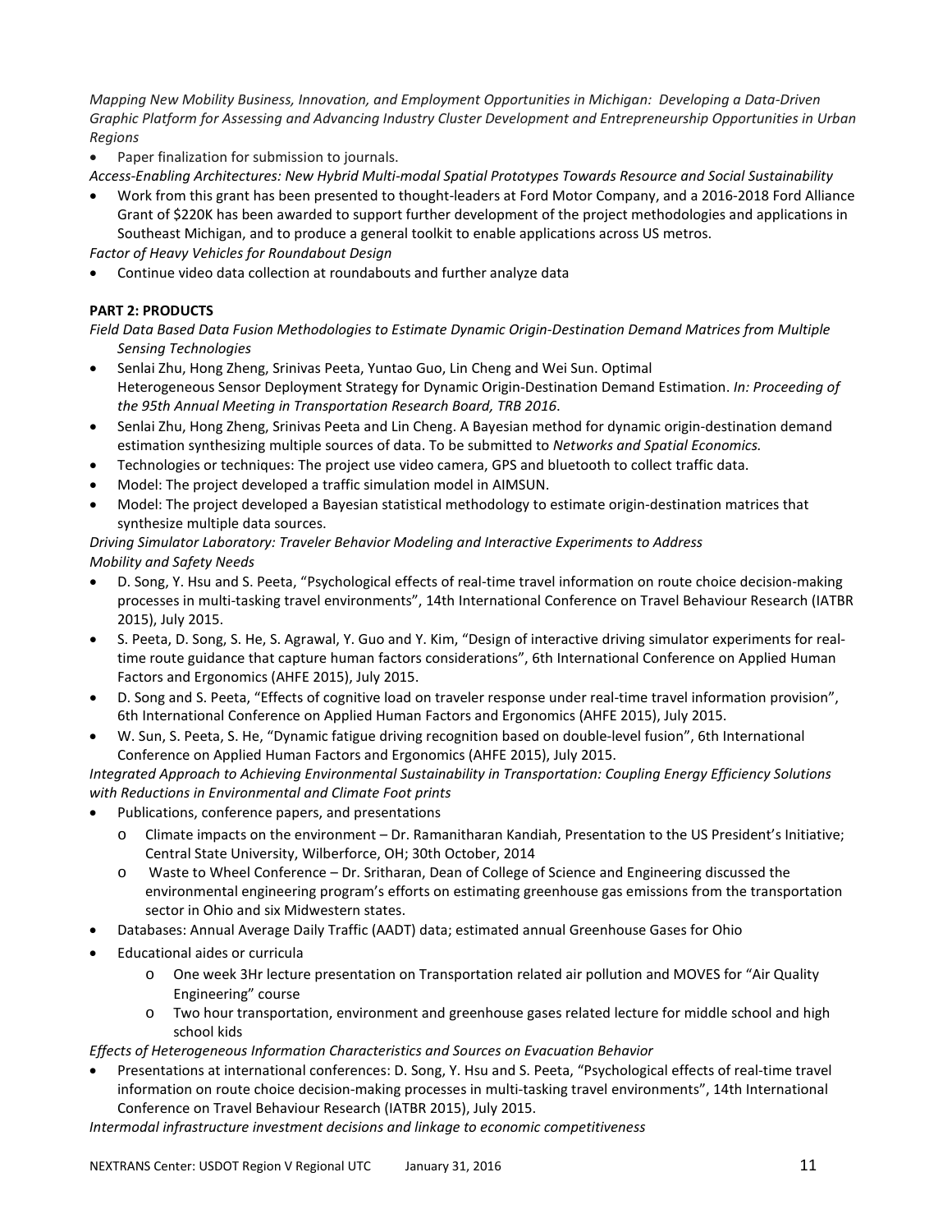*Mapping New Mobility Business, Innovation, and Employment Opportunities in Michigan: Developing a Data-Driven Graphic Platform for Assessing and Advancing Industry Cluster Development and Entrepreneurship Opportunities in Urban Regions*

- Paper finalization for submission to journals.

*Access-Enabling Architectures: New Hybrid Multi-modal Spatial Prototypes Towards Resource and Social Sustainability*

- Work from this grant has been presented to thought-leaders at Ford Motor Company, and a 2016-2018 Ford Alliance Grant of $220K has been awarded to support further development of the project methodologies and applications in Southeast Michigan, and to produce a general toolkit to enable applications across US metros.

*Factor of Heavy Vehicles for Roundabout Design*

- Continue video data collection at roundabouts and further analyze data

**PART 2: PRODUCTS**

*Field Data Based Data Fusion Methodologies to Estimate Dynamic Origin-Destination Demand Matrices from Multiple Sensing Technologies*

- Senlai Zhu, Hong Zheng, Srinivas Peeta, Yuntao Guo, Lin Cheng and Wei Sun. Optimal Heterogeneous Sensor Deployment Strategy for Dynamic Origin-Destination Demand Estimation. *In: Proceeding of the 95th Annual Meeting in Transportation Research Board, TRB 2016.*
- Senlai Zhu, Hong Zheng, Srinivas Peeta and Lin Cheng. A Bayesian method for dynamic origin-destination demand estimation synthesizing multiple sources of data. To be submitted to *Networks and Spatial Economics.*
- Technologies or techniques: The project use video camera, GPS and bluetooth to collect traffic data.
- Model: The project developed a traffic simulation model in AIMSUN.
- Model: The project developed a Bayesian statistical methodology to estimate origin-destination matrices that synthesize multiple data sources.

*Driving Simulator Laboratory: Traveler Behavior Modeling and Interactive Experiments to Address Mobility and Safety Needs*

- D. Song, Y. Hsu and S. Peeta, "Psychological effects of real-time travel information on route choice decision-making processes in multi-tasking travel environments", 14th International Conference on Travel Behaviour Research (IATBR 2015), July 2015.
- S. Peeta, D. Song, S. He, S. Agrawal, Y. Guo and Y. Kim, "Design of interactive driving simulator experiments for real-time route guidance that capture human factors considerations", 6th International Conference on Applied Human Factors and Ergonomics (AHFE 2015), July 2015.
- D. Song and S. Peeta, "Effects of cognitive load on traveler response under real-time travel information provision", 6th International Conference on Applied Human Factors and Ergonomics (AHFE 2015), July 2015.
- W. Sun, S. Peeta, S. He, "Dynamic fatigue driving recognition based on double-level fusion", 6th International Conference on Applied Human Factors and Ergonomics (AHFE 2015), July 2015.

*Integrated Approach to Achieving Environmental Sustainability in Transportation: Coupling Energy Efficiency Solutions with Reductions in Environmental and Climate Foot prints*

- Publications, conference papers, and presentations
  - Climate impacts on the environment – Dr. Ramanitharan Kandiah, Presentation to the US President's Initiative; Central State University, Wilberforce, OH; 30th October, 2014
  - Waste to Wheel Conference – Dr. Sritharan, Dean of College of Science and Engineering discussed the environmental engineering program's efforts on estimating greenhouse gas emissions from the transportation sector in Ohio and six Midwestern states.
- Databases: Annual Average Daily Traffic (AADT) data; estimated annual Greenhouse Gases for Ohio
- Educational aides or curricula
  - One week 3Hr lecture presentation on Transportation related air pollution and MOVES for "Air Quality Engineering" course
  - Two hour transportation, environment and greenhouse gases related lecture for middle school and high school kids

*Effects of Heterogeneous Information Characteristics and Sources on Evacuation Behavior*

- Presentations at international conferences: D. Song, Y. Hsu and S. Peeta, "Psychological effects of real-time travel information on route choice decision-making processes in multi-tasking travel environments", 14th International Conference on Travel Behaviour Research (IATBR 2015), July 2015.

*Intermodal infrastructure investment decisions and linkage to economic competitiveness*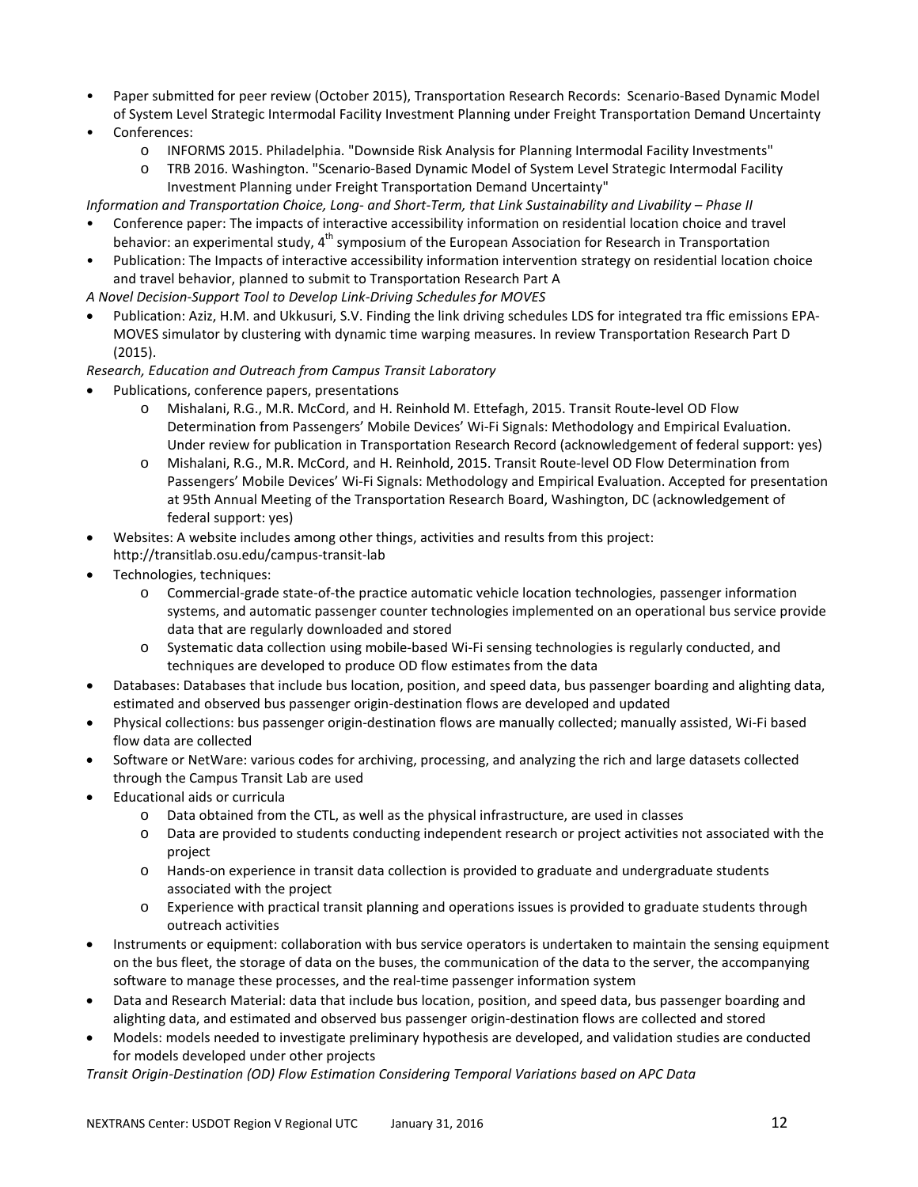- Paper submitted for peer review (October 2015), Transportation Research Records: Scenario-Based Dynamic Model of System Level Strategic Intermodal Facility Investment Planning under Freight Transportation Demand Uncertainty
- Conferences:
  - INFORMS 2015. Philadelphia. "Downside Risk Analysis for Planning Intermodal Facility Investments"
  - TRB 2016. Washington. "Scenario-Based Dynamic Model of System Level Strategic Intermodal Facility Investment Planning under Freight Transportation Demand Uncertainty"

*Information and Transportation Choice, Long- and Short-Term, that Link Sustainability and Livability – Phase II*

- Conference paper: The impacts of interactive accessibility information on residential location choice and travel behavior: an experimental study, 4th symposium of the European Association for Research in Transportation
- Publication: The Impacts of interactive accessibility information intervention strategy on residential location choice and travel behavior, planned to submit to Transportation Research Part A

*A Novel Decision-Support Tool to Develop Link-Driving Schedules for MOVES*

- Publication: Aziz, H.M. and Ukkusuri, S.V. Finding the link driving schedules LDS for integrated tra ffic emissions EPA-MOVES simulator by clustering with dynamic time warping measures. In review Transportation Research Part D (2015).

*Research, Education and Outreach from Campus Transit Laboratory*

- Publications, conference papers, presentations
  - Mishalani, R.G., M.R. McCord, and H. Reinhold M. Ettefagh, 2015. Transit Route-level OD Flow Determination from Passengers' Mobile Devices' Wi-Fi Signals: Methodology and Empirical Evaluation. Under review for publication in Transportation Research Record (acknowledgement of federal support: yes)
  - Mishalani, R.G., M.R. McCord, and H. Reinhold, 2015. Transit Route-level OD Flow Determination from Passengers' Mobile Devices' Wi-Fi Signals: Methodology and Empirical Evaluation. Accepted for presentation at 95th Annual Meeting of the Transportation Research Board, Washington, DC (acknowledgement of federal support: yes)
- Websites: A website includes among other things, activities and results from this project: http://transitlab.osu.edu/campus-transit-lab
- Technologies, techniques:
  - Commercial-grade state-of-the practice automatic vehicle location technologies, passenger information systems, and automatic passenger counter technologies implemented on an operational bus service provide data that are regularly downloaded and stored
  - Systematic data collection using mobile-based Wi-Fi sensing technologies is regularly conducted, and techniques are developed to produce OD flow estimates from the data
- Databases: Databases that include bus location, position, and speed data, bus passenger boarding and alighting data, estimated and observed bus passenger origin-destination flows are developed and updated
- Physical collections: bus passenger origin-destination flows are manually collected; manually assisted, Wi-Fi based flow data are collected
- Software or NetWare: various codes for archiving, processing, and analyzing the rich and large datasets collected through the Campus Transit Lab are used
- Educational aids or curricula
  - Data obtained from the CTL, as well as the physical infrastructure, are used in classes
  - Data are provided to students conducting independent research or project activities not associated with the project
  - Hands-on experience in transit data collection is provided to graduate and undergraduate students associated with the project
  - Experience with practical transit planning and operations issues is provided to graduate students through outreach activities
- Instruments or equipment: collaboration with bus service operators is undertaken to maintain the sensing equipment on the bus fleet, the storage of data on the buses, the communication of the data to the server, the accompanying software to manage these processes, and the real-time passenger information system
- Data and Research Material: data that include bus location, position, and speed data, bus passenger boarding and alighting data, and estimated and observed bus passenger origin-destination flows are collected and stored
- Models: models needed to investigate preliminary hypothesis are developed, and validation studies are conducted for models developed under other projects

*Transit Origin-Destination (OD) Flow Estimation Considering Temporal Variations based on APC Data*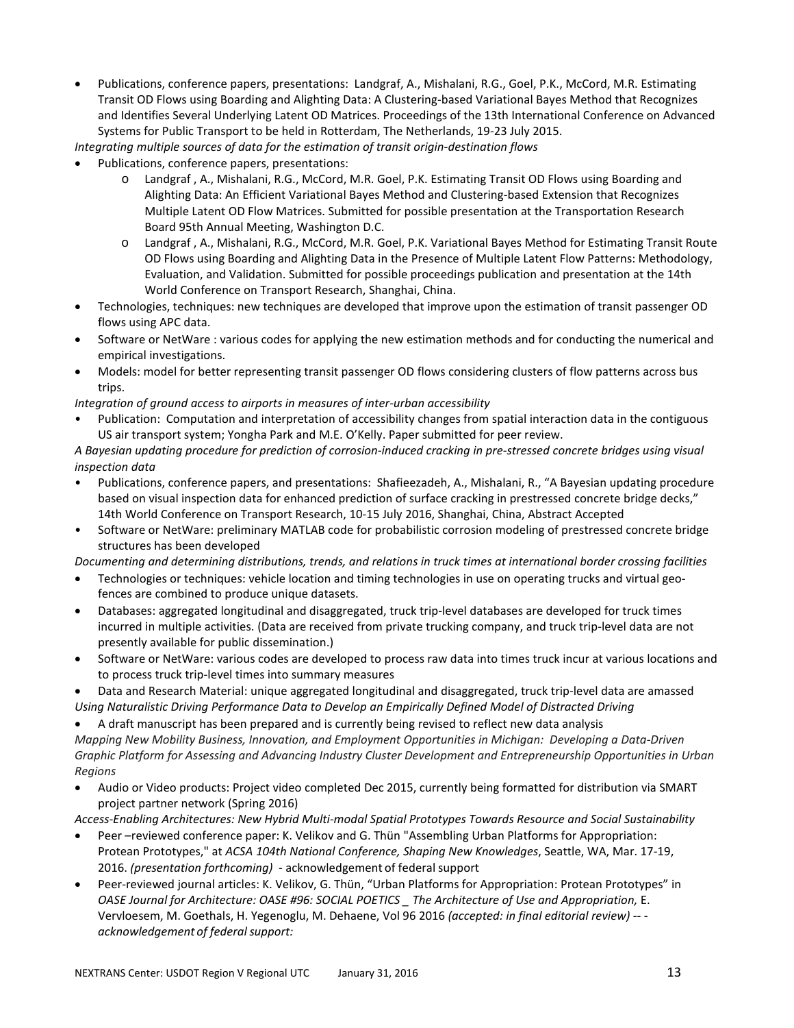- Publications, conference papers, presentations: Landgraf, A., Mishalani, R.G., Goel, P.K., McCord, M.R. Estimating Transit OD Flows using Boarding and Alighting Data: A Clustering-based Variational Bayes Method that Recognizes and Identifies Several Underlying Latent OD Matrices. Proceedings of the 13th International Conference on Advanced Systems for Public Transport to be held in Rotterdam, The Netherlands, 19-23 July 2015.

*Integrating multiple sources of data for the estimation of transit origin-destination flows*

- Publications, conference papers, presentations:
    - Landgraf , A., Mishalani, R.G., McCord, M.R. Goel, P.K. Estimating Transit OD Flows using Boarding and Alighting Data: An Efficient Variational Bayes Method and Clustering-based Extension that Recognizes Multiple Latent OD Flow Matrices. Submitted for possible presentation at the Transportation Research Board 95th Annual Meeting, Washington D.C.
    - Landgraf , A., Mishalani, R.G., McCord, M.R. Goel, P.K. Variational Bayes Method for Estimating Transit Route OD Flows using Boarding and Alighting Data in the Presence of Multiple Latent Flow Patterns: Methodology, Evaluation, and Validation. Submitted for possible proceedings publication and presentation at the 14th World Conference on Transport Research, Shanghai, China.
- Technologies, techniques: new techniques are developed that improve upon the estimation of transit passenger OD flows using APC data.
- Software or NetWare : various codes for applying the new estimation methods and for conducting the numerical and empirical investigations.
- Models: model for better representing transit passenger OD flows considering clusters of flow patterns across bus trips.

*Integration of ground access to airports in measures of inter-urban accessibility*

- Publication: Computation and interpretation of accessibility changes from spatial interaction data in the contiguous US air transport system; Yongha Park and M.E. O'Kelly. Paper submitted for peer review.

*A Bayesian updating procedure for prediction of corrosion-induced cracking in pre-stressed concrete bridges using visual inspection data*

- Publications, conference papers, and presentations: Shafieezadeh, A., Mishalani, R., "A Bayesian updating procedure based on visual inspection data for enhanced prediction of surface cracking in prestressed concrete bridge decks," 14th World Conference on Transport Research, 10-15 July 2016, Shanghai, China, Abstract Accepted
- Software or NetWare: preliminary MATLAB code for probabilistic corrosion modeling of prestressed concrete bridge structures has been developed

*Documenting and determining distributions, trends, and relations in truck times at international border crossing facilities*

- Technologies or techniques: vehicle location and timing technologies in use on operating trucks and virtual geo-fences are combined to produce unique datasets.
- Databases: aggregated longitudinal and disaggregated, truck trip-level databases are developed for truck times incurred in multiple activities. (Data are received from private trucking company, and truck trip-level data are not presently available for public dissemination.)
- Software or NetWare: various codes are developed to process raw data into times truck incur at various locations and to process truck trip-level times into summary measures
- Data and Research Material: unique aggregated longitudinal and disaggregated, truck trip-level data are amassed

*Using Naturalistic Driving Performance Data to Develop an Empirically Defined Model of Distracted Driving*

- A draft manuscript has been prepared and is currently being revised to reflect new data analysis

*Mapping New Mobility Business, Innovation, and Employment Opportunities in Michigan: Developing a Data-Driven Graphic Platform for Assessing and Advancing Industry Cluster Development and Entrepreneurship Opportunities in Urban Regions*

- Audio or Video products: Project video completed Dec 2015, currently being formatted for distribution via SMART project partner network (Spring 2016)

*Access-Enabling Architectures: New Hybrid Multi-modal Spatial Prototypes Towards Resource and Social Sustainability*

- Peer –reviewed conference paper: K. Velikov and G. Thün "Assembling Urban Platforms for Appropriation: Protean Prototypes," at *ACSA 104th National Conference, Shaping New Knowledges*, Seattle, WA, Mar. 17-19, 2016. *(presentation forthcoming)* - acknowledgement of federal support
- Peer-reviewed journal articles: K. Velikov, G. Thün, "Urban Platforms for Appropriation: Protean Prototypes" in *OASE Journal for Architecture: OASE #96: SOCIAL POETICS _ The Architecture of Use and Appropriation,* E. Vervloesem, M. Goethals, H. Yegenoglu, M. Dehaene, Vol 96 2016 *(accepted: in final editorial review) -- - acknowledgement of federal support:*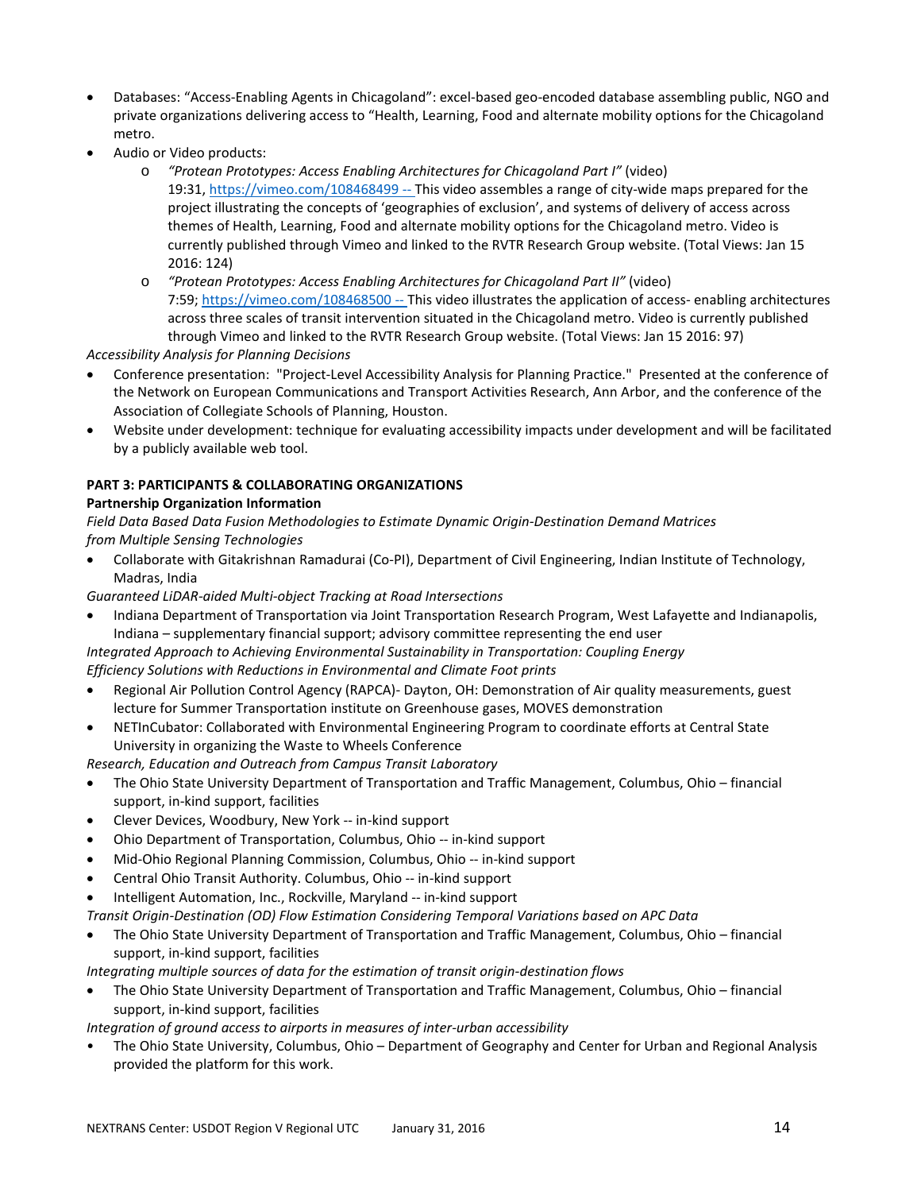- Databases: "Access-Enabling Agents in Chicagoland": excel-based geo-encoded database assembling public, NGO and private organizations delivering access to "Health, Learning, Food and alternate mobility options for the Chicagoland metro.
- Audio or Video products:
  - *"Protean Prototypes: Access Enabling Architectures for Chicagoland Part I"* (video) 19:31, https://vimeo.com/108468499 -- This video assembles a range of city-wide maps prepared for the project illustrating the concepts of 'geographies of exclusion', and systems of delivery of access across themes of Health, Learning, Food and alternate mobility options for the Chicagoland metro. Video is currently published through Vimeo and linked to the RVTR Research Group website. (Total Views: Jan 15 2016: 124)
  - *"Protean Prototypes: Access Enabling Architectures for Chicagoland Part II"* (video) 7:59; https://vimeo.com/108468500 -- This video illustrates the application of access- enabling architectures across three scales of transit intervention situated in the Chicagoland metro. Video is currently published through Vimeo and linked to the RVTR Research Group website. (Total Views: Jan 15 2016: 97)

*Accessibility Analysis for Planning Decisions*

- Conference presentation: "Project-Level Accessibility Analysis for Planning Practice." Presented at the conference of the Network on European Communications and Transport Activities Research, Ann Arbor, and the conference of the Association of Collegiate Schools of Planning, Houston.
- Website under development: technique for evaluating accessibility impacts under development and will be facilitated by a publicly available web tool.

**PART 3: PARTICIPANTS & COLLABORATING ORGANIZATIONS**

**Partnership Organization Information**

*Field Data Based Data Fusion Methodologies to Estimate Dynamic Origin-Destination Demand Matrices from Multiple Sensing Technologies*

- Collaborate with Gitakrishnan Ramadurai (Co-PI), Department of Civil Engineering, Indian Institute of Technology, Madras, India

*Guaranteed LiDAR-aided Multi-object Tracking at Road Intersections*

- Indiana Department of Transportation via Joint Transportation Research Program, West Lafayette and Indianapolis, Indiana – supplementary financial support; advisory committee representing the end user

*Integrated Approach to Achieving Environmental Sustainability in Transportation: Coupling Energy Efficiency Solutions with Reductions in Environmental and Climate Foot prints*

- Regional Air Pollution Control Agency (RAPCA)- Dayton, OH: Demonstration of Air quality measurements, guest lecture for Summer Transportation institute on Greenhouse gases, MOVES demonstration
- NETInCubator: Collaborated with Environmental Engineering Program to coordinate efforts at Central State University in organizing the Waste to Wheels Conference

*Research, Education and Outreach from Campus Transit Laboratory*

- The Ohio State University Department of Transportation and Traffic Management, Columbus, Ohio – financial support, in-kind support, facilities
- Clever Devices, Woodbury, New York -- in-kind support
- Ohio Department of Transportation, Columbus, Ohio -- in-kind support
- Mid-Ohio Regional Planning Commission, Columbus, Ohio -- in-kind support
- Central Ohio Transit Authority. Columbus, Ohio -- in-kind support
- Intelligent Automation, Inc., Rockville, Maryland -- in-kind support

*Transit Origin-Destination (OD) Flow Estimation Considering Temporal Variations based on APC Data*

- The Ohio State University Department of Transportation and Traffic Management, Columbus, Ohio – financial support, in-kind support, facilities

*Integrating multiple sources of data for the estimation of transit origin-destination flows*

- The Ohio State University Department of Transportation and Traffic Management, Columbus, Ohio – financial support, in-kind support, facilities

*Integration of ground access to airports in measures of inter-urban accessibility*

- The Ohio State University, Columbus, Ohio – Department of Geography and Center for Urban and Regional Analysis provided the platform for this work.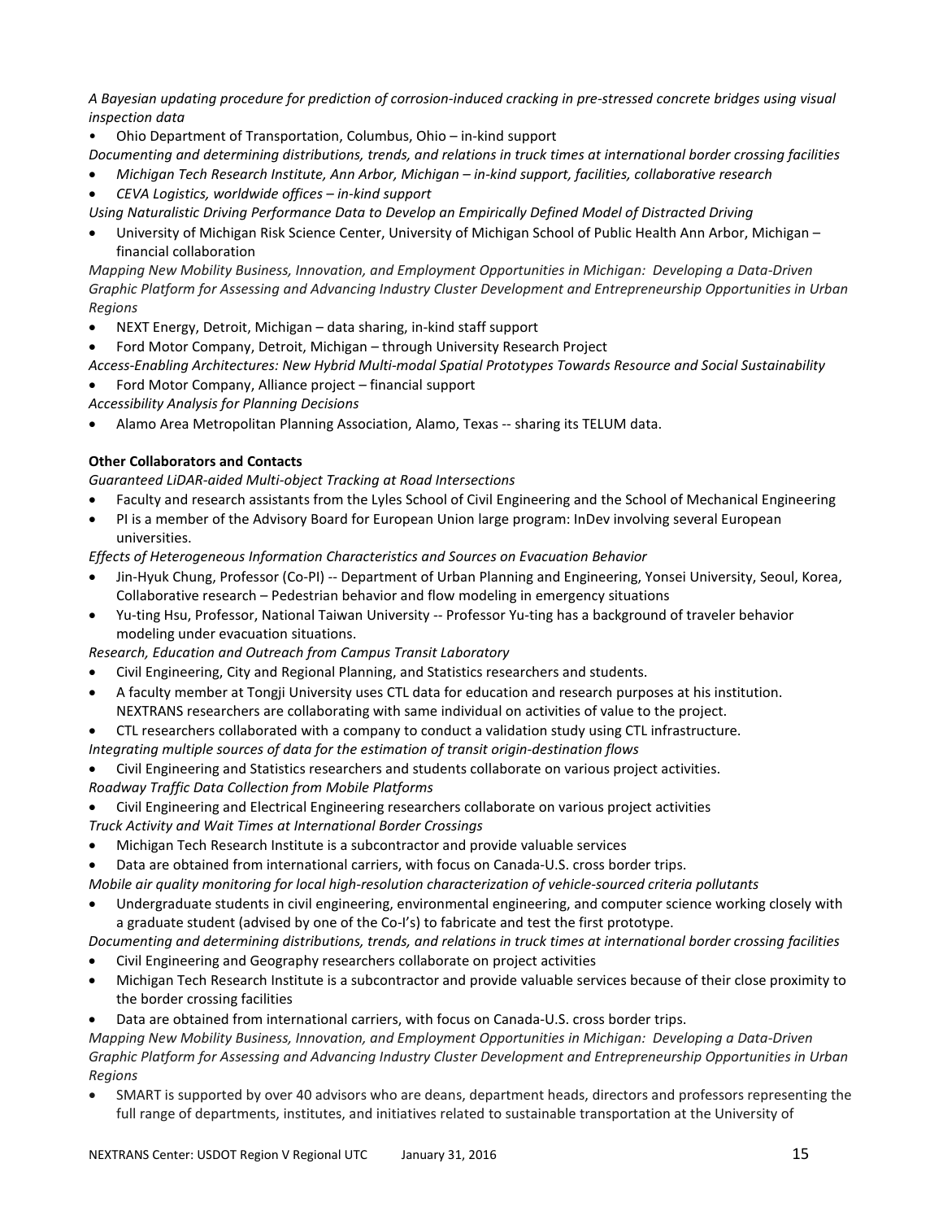*A Bayesian updating procedure for prediction of corrosion-induced cracking in pre-stressed concrete bridges using visual inspection data*

- Ohio Department of Transportation, Columbus, Ohio – in-kind support

*Documenting and determining distributions, trends, and relations in truck times at international border crossing facilities*

- *Michigan Tech Research Institute, Ann Arbor, Michigan – in-kind support, facilities, collaborative research*
- *CEVA Logistics, worldwide offices – in-kind support*

*Using Naturalistic Driving Performance Data to Develop an Empirically Defined Model of Distracted Driving*

- University of Michigan Risk Science Center, University of Michigan School of Public Health Ann Arbor, Michigan – financial collaboration

*Mapping New Mobility Business, Innovation, and Employment Opportunities in Michigan: Developing a Data-Driven Graphic Platform for Assessing and Advancing Industry Cluster Development and Entrepreneurship Opportunities in Urban Regions*

- NEXT Energy, Detroit, Michigan – data sharing, in-kind staff support
- Ford Motor Company, Detroit, Michigan – through University Research Project

*Access-Enabling Architectures: New Hybrid Multi-modal Spatial Prototypes Towards Resource and Social Sustainability*

- Ford Motor Company, Alliance project – financial support

*Accessibility Analysis for Planning Decisions*

- Alamo Area Metropolitan Planning Association, Alamo, Texas -- sharing its TELUM data.

**Other Collaborators and Contacts**

*Guaranteed LiDAR-aided Multi-object Tracking at Road Intersections*

- Faculty and research assistants from the Lyles School of Civil Engineering and the School of Mechanical Engineering
- PI is a member of the Advisory Board for European Union large program: InDev involving several European universities.

*Effects of Heterogeneous Information Characteristics and Sources on Evacuation Behavior*

- Jin-Hyuk Chung, Professor (Co-PI) -- Department of Urban Planning and Engineering, Yonsei University, Seoul, Korea, Collaborative research – Pedestrian behavior and flow modeling in emergency situations
- Yu-ting Hsu, Professor, National Taiwan University -- Professor Yu-ting has a background of traveler behavior modeling under evacuation situations.

*Research, Education and Outreach from Campus Transit Laboratory*

- Civil Engineering, City and Regional Planning, and Statistics researchers and students.
- A faculty member at Tongji University uses CTL data for education and research purposes at his institution. NEXTRANS researchers are collaborating with same individual on activities of value to the project.
- CTL researchers collaborated with a company to conduct a validation study using CTL infrastructure.

*Integrating multiple sources of data for the estimation of transit origin-destination flows*

- Civil Engineering and Statistics researchers and students collaborate on various project activities.

*Roadway Traffic Data Collection from Mobile Platforms*

- Civil Engineering and Electrical Engineering researchers collaborate on various project activities

*Truck Activity and Wait Times at International Border Crossings*

- Michigan Tech Research Institute is a subcontractor and provide valuable services
- Data are obtained from international carriers, with focus on Canada-U.S. cross border trips.

*Mobile air quality monitoring for local high-resolution characterization of vehicle-sourced criteria pollutants*

- Undergraduate students in civil engineering, environmental engineering, and computer science working closely with a graduate student (advised by one of the Co-I's) to fabricate and test the first prototype.

*Documenting and determining distributions, trends, and relations in truck times at international border crossing facilities*

- Civil Engineering and Geography researchers collaborate on project activities
- Michigan Tech Research Institute is a subcontractor and provide valuable services because of their close proximity to the border crossing facilities
- Data are obtained from international carriers, with focus on Canada-U.S. cross border trips.

*Mapping New Mobility Business, Innovation, and Employment Opportunities in Michigan: Developing a Data-Driven Graphic Platform for Assessing and Advancing Industry Cluster Development and Entrepreneurship Opportunities in Urban Regions*

- SMART is supported by over 40 advisors who are deans, department heads, directors and professors representing the full range of departments, institutes, and initiatives related to sustainable transportation at the University of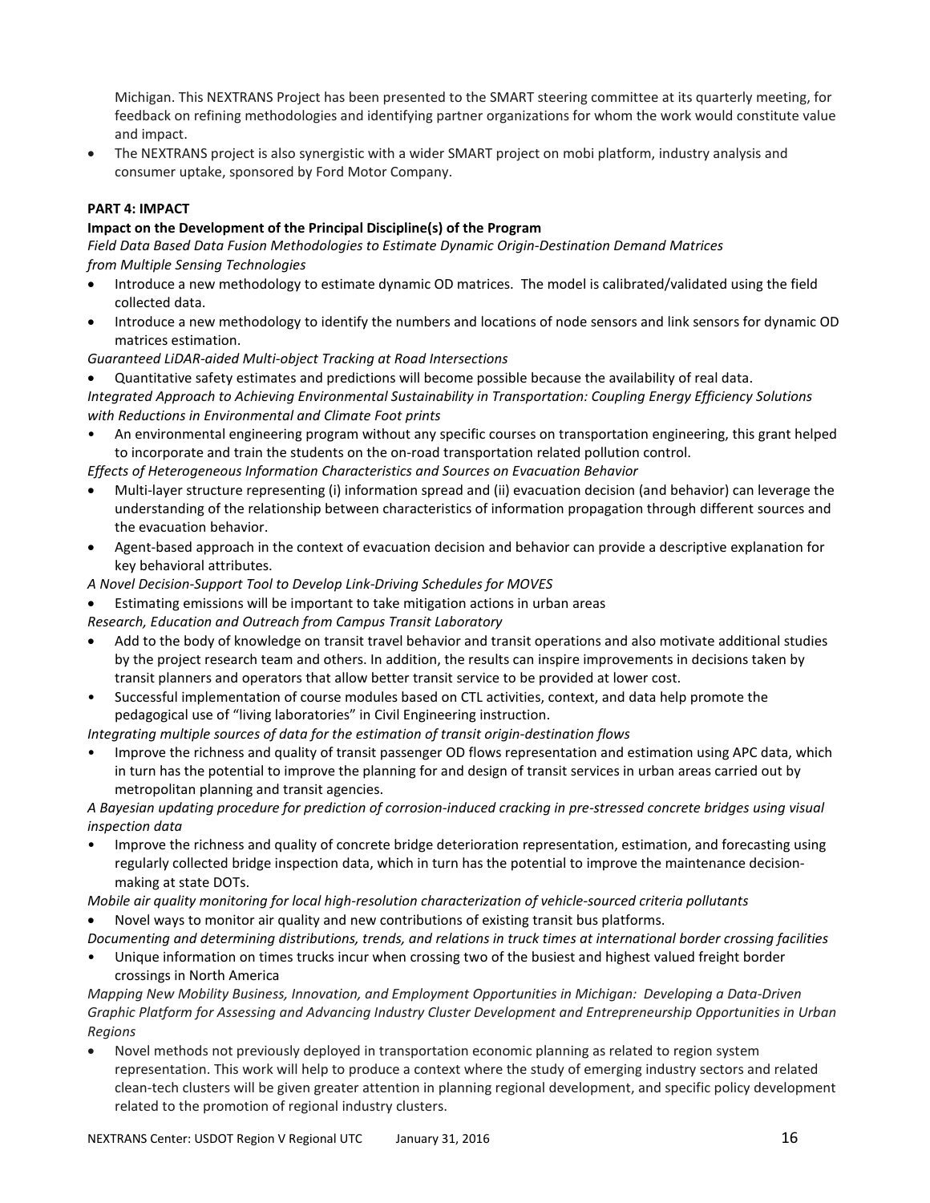Michigan. This NEXTRANS Project has been presented to the SMART steering committee at its quarterly meeting, for feedback on refining methodologies and identifying partner organizations for whom the work would constitute value and impact.

- The NEXTRANS project is also synergistic with a wider SMART project on mobi platform, industry analysis and consumer uptake, sponsored by Ford Motor Company.

**PART 4: IMPACT**

**Impact on the Development of the Principal Discipline(s) of the Program**

*Field Data Based Data Fusion Methodologies to Estimate Dynamic Origin-Destination Demand Matrices from Multiple Sensing Technologies*

- Introduce a new methodology to estimate dynamic OD matrices. The model is calibrated/validated using the field collected data.
- Introduce a new methodology to identify the numbers and locations of node sensors and link sensors for dynamic OD matrices estimation.

*Guaranteed LiDAR-aided Multi-object Tracking at Road Intersections*

- Quantitative safety estimates and predictions will become possible because the availability of real data.

*Integrated Approach to Achieving Environmental Sustainability in Transportation: Coupling Energy Efficiency Solutions with Reductions in Environmental and Climate Foot prints*

- An environmental engineering program without any specific courses on transportation engineering, this grant helped to incorporate and train the students on the on-road transportation related pollution control.

*Effects of Heterogeneous Information Characteristics and Sources on Evacuation Behavior*

- Multi-layer structure representing (i) information spread and (ii) evacuation decision (and behavior) can leverage the understanding of the relationship between characteristics of information propagation through different sources and the evacuation behavior.
- Agent-based approach in the context of evacuation decision and behavior can provide a descriptive explanation for key behavioral attributes.

*A Novel Decision-Support Tool to Develop Link-Driving Schedules for MOVES*

- Estimating emissions will be important to take mitigation actions in urban areas

*Research, Education and Outreach from Campus Transit Laboratory*

- Add to the body of knowledge on transit travel behavior and transit operations and also motivate additional studies by the project research team and others. In addition, the results can inspire improvements in decisions taken by transit planners and operators that allow better transit service to be provided at lower cost.
- Successful implementation of course modules based on CTL activities, context, and data help promote the pedagogical use of "living laboratories" in Civil Engineering instruction.

*Integrating multiple sources of data for the estimation of transit origin-destination flows*

- Improve the richness and quality of transit passenger OD flows representation and estimation using APC data, which in turn has the potential to improve the planning for and design of transit services in urban areas carried out by metropolitan planning and transit agencies.

*A Bayesian updating procedure for prediction of corrosion-induced cracking in pre-stressed concrete bridges using visual inspection data*

- Improve the richness and quality of concrete bridge deterioration representation, estimation, and forecasting using regularly collected bridge inspection data, which in turn has the potential to improve the maintenance decision-making at state DOTs.

*Mobile air quality monitoring for local high-resolution characterization of vehicle-sourced criteria pollutants*

- Novel ways to monitor air quality and new contributions of existing transit bus platforms.

*Documenting and determining distributions, trends, and relations in truck times at international border crossing facilities*

- Unique information on times trucks incur when crossing two of the busiest and highest valued freight border crossings in North America

*Mapping New Mobility Business, Innovation, and Employment Opportunities in Michigan: Developing a Data-Driven Graphic Platform for Assessing and Advancing Industry Cluster Development and Entrepreneurship Opportunities in Urban Regions*

- Novel methods not previously deployed in transportation economic planning as related to region system representation. This work will help to produce a context where the study of emerging industry sectors and related clean-tech clusters will be given greater attention in planning regional development, and specific policy development related to the promotion of regional industry clusters.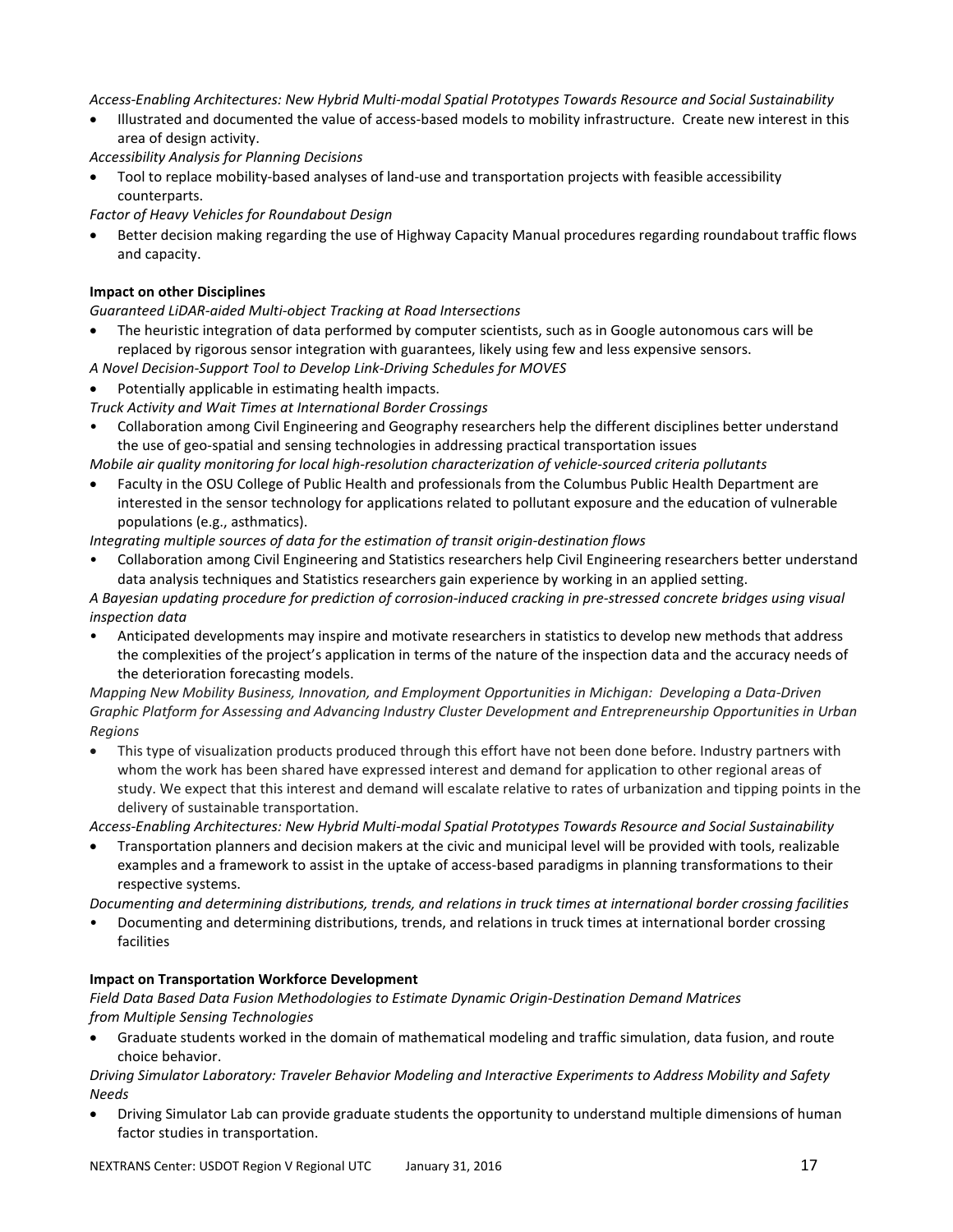*Access-Enabling Architectures: New Hybrid Multi-modal Spatial Prototypes Towards Resource and Social Sustainability*

- Illustrated and documented the value of access-based models to mobility infrastructure. Create new interest in this area of design activity.

*Accessibility Analysis for Planning Decisions*

- Tool to replace mobility-based analyses of land-use and transportation projects with feasible accessibility counterparts.

*Factor of Heavy Vehicles for Roundabout Design*

- Better decision making regarding the use of Highway Capacity Manual procedures regarding roundabout traffic flows and capacity.

**Impact on other Disciplines**

*Guaranteed LiDAR-aided Multi-object Tracking at Road Intersections*

- The heuristic integration of data performed by computer scientists, such as in Google autonomous cars will be replaced by rigorous sensor integration with guarantees, likely using few and less expensive sensors.

*A Novel Decision-Support Tool to Develop Link-Driving Schedules for MOVES*

- Potentially applicable in estimating health impacts.

*Truck Activity and Wait Times at International Border Crossings*

- Collaboration among Civil Engineering and Geography researchers help the different disciplines better understand the use of geo-spatial and sensing technologies in addressing practical transportation issues

*Mobile air quality monitoring for local high-resolution characterization of vehicle-sourced criteria pollutants*

- Faculty in the OSU College of Public Health and professionals from the Columbus Public Health Department are interested in the sensor technology for applications related to pollutant exposure and the education of vulnerable populations (e.g., asthmatics).

*Integrating multiple sources of data for the estimation of transit origin-destination flows*

- Collaboration among Civil Engineering and Statistics researchers help Civil Engineering researchers better understand data analysis techniques and Statistics researchers gain experience by working in an applied setting.

*A Bayesian updating procedure for prediction of corrosion-induced cracking in pre-stressed concrete bridges using visual inspection data*

- Anticipated developments may inspire and motivate researchers in statistics to develop new methods that address the complexities of the project's application in terms of the nature of the inspection data and the accuracy needs of the deterioration forecasting models.

*Mapping New Mobility Business, Innovation, and Employment Opportunities in Michigan: Developing a Data-Driven Graphic Platform for Assessing and Advancing Industry Cluster Development and Entrepreneurship Opportunities in Urban Regions*

- This type of visualization products produced through this effort have not been done before. Industry partners with whom the work has been shared have expressed interest and demand for application to other regional areas of study. We expect that this interest and demand will escalate relative to rates of urbanization and tipping points in the delivery of sustainable transportation.

*Access-Enabling Architectures: New Hybrid Multi-modal Spatial Prototypes Towards Resource and Social Sustainability*

- Transportation planners and decision makers at the civic and municipal level will be provided with tools, realizable examples and a framework to assist in the uptake of access-based paradigms in planning transformations to their respective systems.

*Documenting and determining distributions, trends, and relations in truck times at international border crossing facilities*

- Documenting and determining distributions, trends, and relations in truck times at international border crossing facilities

**Impact on Transportation Workforce Development**

*Field Data Based Data Fusion Methodologies to Estimate Dynamic Origin-Destination Demand Matrices from Multiple Sensing Technologies*

- Graduate students worked in the domain of mathematical modeling and traffic simulation, data fusion, and route choice behavior.

*Driving Simulator Laboratory: Traveler Behavior Modeling and Interactive Experiments to Address Mobility and Safety Needs*

- Driving Simulator Lab can provide graduate students the opportunity to understand multiple dimensions of human factor studies in transportation.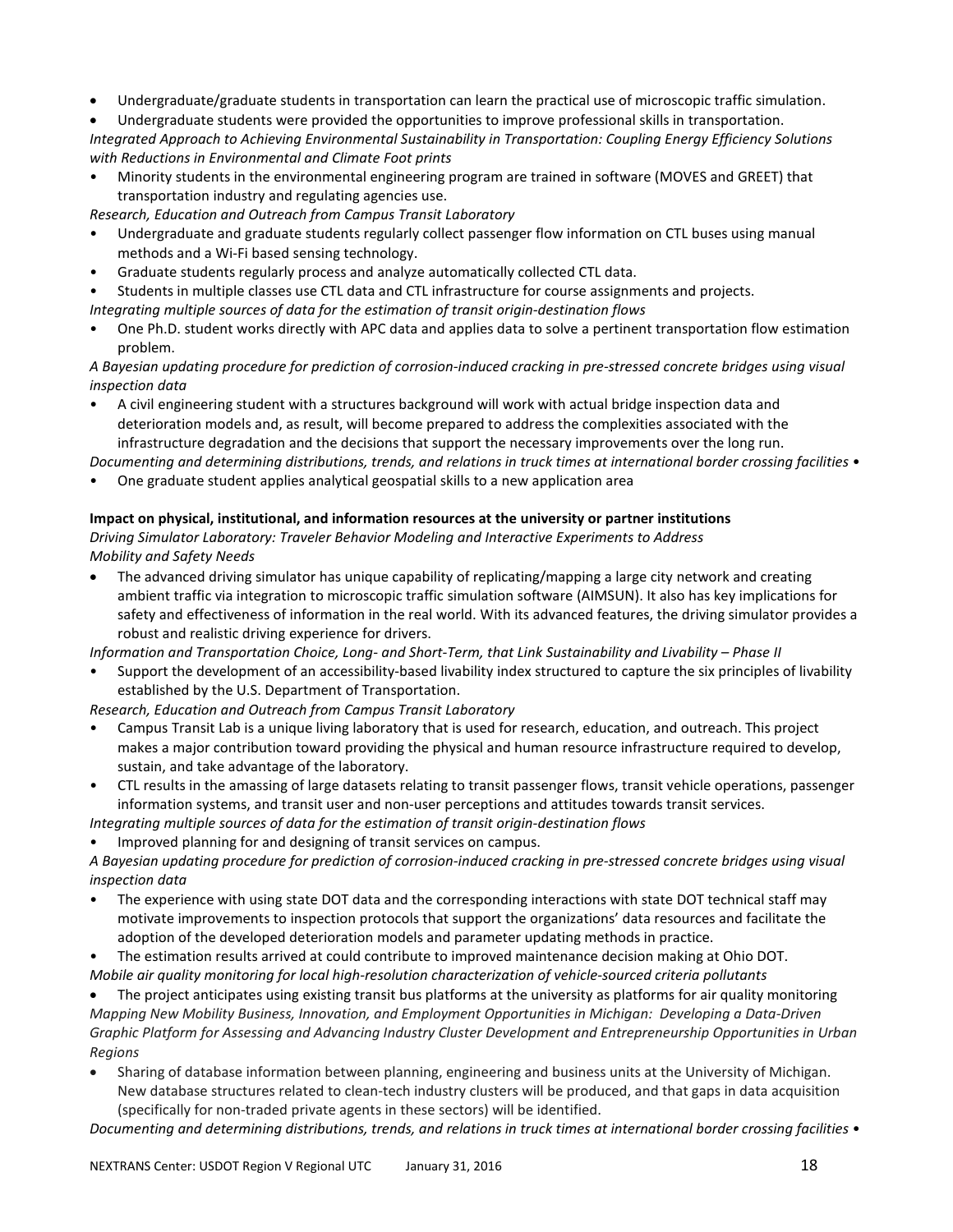- Undergraduate/graduate students in transportation can learn the practical use of microscopic traffic simulation.
- Undergraduate students were provided the opportunities to improve professional skills in transportation.

*Integrated Approach to Achieving Environmental Sustainability in Transportation: Coupling Energy Efficiency Solutions with Reductions in Environmental and Climate Foot prints*

- Minority students in the environmental engineering program are trained in software (MOVES and GREET) that transportation industry and regulating agencies use.

*Research, Education and Outreach from Campus Transit Laboratory*

- Undergraduate and graduate students regularly collect passenger flow information on CTL buses using manual methods and a Wi-Fi based sensing technology.
- Graduate students regularly process and analyze automatically collected CTL data.
- Students in multiple classes use CTL data and CTL infrastructure for course assignments and projects.

*Integrating multiple sources of data for the estimation of transit origin-destination flows*

- One Ph.D. student works directly with APC data and applies data to solve a pertinent transportation flow estimation problem.

*A Bayesian updating procedure for prediction of corrosion-induced cracking in pre-stressed concrete bridges using visual inspection data*

- A civil engineering student with a structures background will work with actual bridge inspection data and deterioration models and, as result, will become prepared to address the complexities associated with the infrastructure degradation and the decisions that support the necessary improvements over the long run.

*Documenting and determining distributions, trends, and relations in truck times at international border crossing facilities* •

- One graduate student applies analytical geospatial skills to a new application area

**Impact on physical, institutional, and information resources at the university or partner institutions**

*Driving Simulator Laboratory: Traveler Behavior Modeling and Interactive Experiments to Address Mobility and Safety Needs*

- The advanced driving simulator has unique capability of replicating/mapping a large city network and creating ambient traffic via integration to microscopic traffic simulation software (AIMSUN). It also has key implications for safety and effectiveness of information in the real world. With its advanced features, the driving simulator provides a robust and realistic driving experience for drivers.

*Information and Transportation Choice, Long- and Short-Term, that Link Sustainability and Livability – Phase II*

- Support the development of an accessibility-based livability index structured to capture the six principles of livability established by the U.S. Department of Transportation.

*Research, Education and Outreach from Campus Transit Laboratory*

- Campus Transit Lab is a unique living laboratory that is used for research, education, and outreach. This project makes a major contribution toward providing the physical and human resource infrastructure required to develop, sustain, and take advantage of the laboratory.
- CTL results in the amassing of large datasets relating to transit passenger flows, transit vehicle operations, passenger information systems, and transit user and non-user perceptions and attitudes towards transit services.

*Integrating multiple sources of data for the estimation of transit origin-destination flows*

- Improved planning for and designing of transit services on campus.

*A Bayesian updating procedure for prediction of corrosion-induced cracking in pre-stressed concrete bridges using visual inspection data*

- The experience with using state DOT data and the corresponding interactions with state DOT technical staff may motivate improvements to inspection protocols that support the organizations' data resources and facilitate the adoption of the developed deterioration models and parameter updating methods in practice.
- The estimation results arrived at could contribute to improved maintenance decision making at Ohio DOT.

*Mobile air quality monitoring for local high-resolution characterization of vehicle-sourced criteria pollutants*

- The project anticipates using existing transit bus platforms at the university as platforms for air quality monitoring

*Mapping New Mobility Business, Innovation, and Employment Opportunities in Michigan: Developing a Data-Driven Graphic Platform for Assessing and Advancing Industry Cluster Development and Entrepreneurship Opportunities in Urban Regions*

- Sharing of database information between planning, engineering and business units at the University of Michigan. New database structures related to clean-tech industry clusters will be produced, and that gaps in data acquisition (specifically for non-traded private agents in these sectors) will be identified.

*Documenting and determining distributions, trends, and relations in truck times at international border crossing facilities* •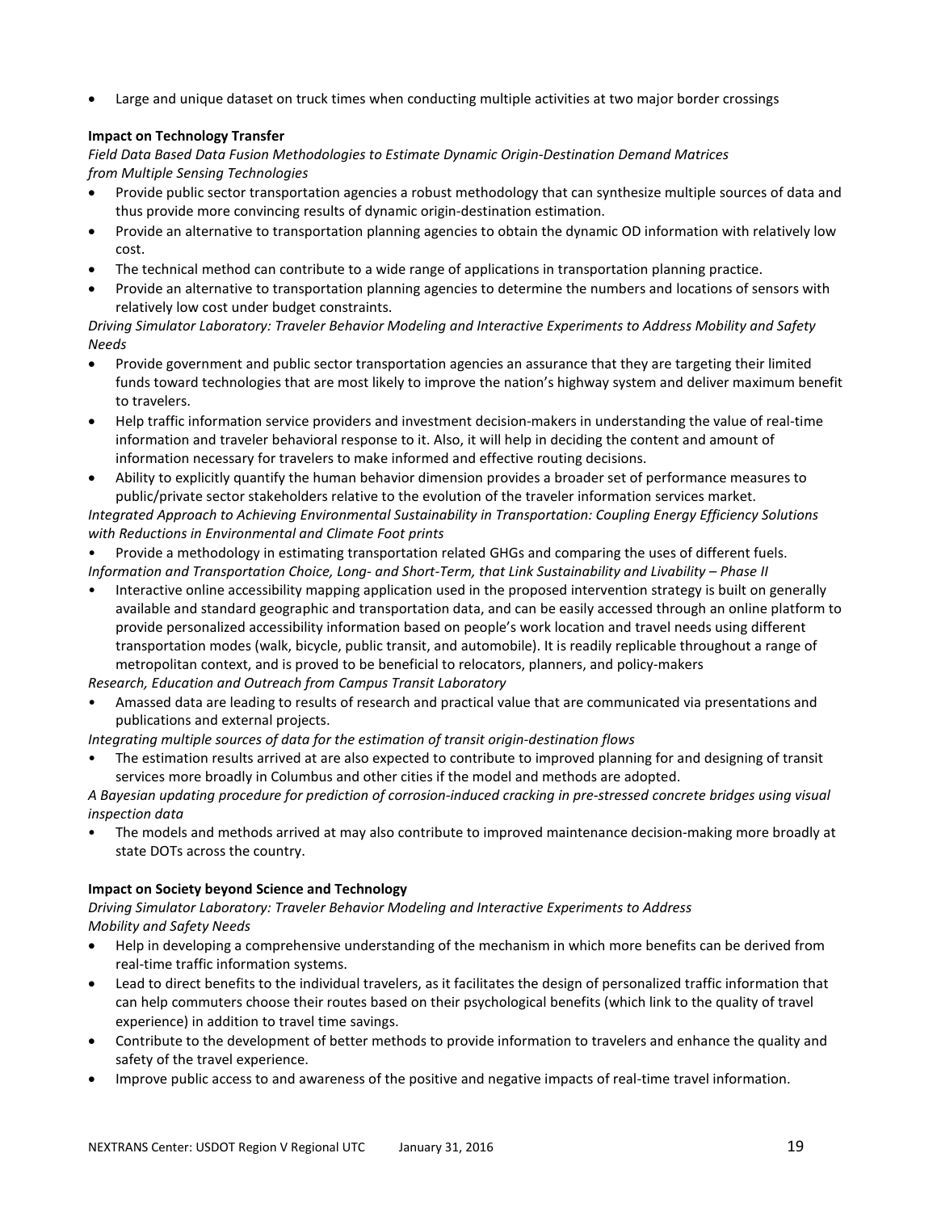- Large and unique dataset on truck times when conducting multiple activities at two major border crossings

**Impact on Technology Transfer**

*Field Data Based Data Fusion Methodologies to Estimate Dynamic Origin-Destination Demand Matrices from Multiple Sensing Technologies*

- Provide public sector transportation agencies a robust methodology that can synthesize multiple sources of data and thus provide more convincing results of dynamic origin-destination estimation.
- Provide an alternative to transportation planning agencies to obtain the dynamic OD information with relatively low cost.
- The technical method can contribute to a wide range of applications in transportation planning practice.
- Provide an alternative to transportation planning agencies to determine the numbers and locations of sensors with relatively low cost under budget constraints.

*Driving Simulator Laboratory: Traveler Behavior Modeling and Interactive Experiments to Address Mobility and Safety Needs*

- Provide government and public sector transportation agencies an assurance that they are targeting their limited funds toward technologies that are most likely to improve the nation's highway system and deliver maximum benefit to travelers.
- Help traffic information service providers and investment decision-makers in understanding the value of real-time information and traveler behavioral response to it. Also, it will help in deciding the content and amount of information necessary for travelers to make informed and effective routing decisions.
- Ability to explicitly quantify the human behavior dimension provides a broader set of performance measures to public/private sector stakeholders relative to the evolution of the traveler information services market.

*Integrated Approach to Achieving Environmental Sustainability in Transportation: Coupling Energy Efficiency Solutions with Reductions in Environmental and Climate Foot prints*

- Provide a methodology in estimating transportation related GHGs and comparing the uses of different fuels.

*Information and Transportation Choice, Long- and Short-Term, that Link Sustainability and Livability – Phase II*

- Interactive online accessibility mapping application used in the proposed intervention strategy is built on generally available and standard geographic and transportation data, and can be easily accessed through an online platform to provide personalized accessibility information based on people's work location and travel needs using different transportation modes (walk, bicycle, public transit, and automobile). It is readily replicable throughout a range of metropolitan context, and is proved to be beneficial to relocators, planners, and policy-makers

*Research, Education and Outreach from Campus Transit Laboratory*

- Amassed data are leading to results of research and practical value that are communicated via presentations and publications and external projects.

*Integrating multiple sources of data for the estimation of transit origin-destination flows*

- The estimation results arrived at are also expected to contribute to improved planning for and designing of transit services more broadly in Columbus and other cities if the model and methods are adopted.

*A Bayesian updating procedure for prediction of corrosion-induced cracking in pre-stressed concrete bridges using visual inspection data*

- The models and methods arrived at may also contribute to improved maintenance decision-making more broadly at state DOTs across the country.

**Impact on Society beyond Science and Technology**

*Driving Simulator Laboratory: Traveler Behavior Modeling and Interactive Experiments to Address Mobility and Safety Needs*

- Help in developing a comprehensive understanding of the mechanism in which more benefits can be derived from real-time traffic information systems.
- Lead to direct benefits to the individual travelers, as it facilitates the design of personalized traffic information that can help commuters choose their routes based on their psychological benefits (which link to the quality of travel experience) in addition to travel time savings.
- Contribute to the development of better methods to provide information to travelers and enhance the quality and safety of the travel experience.
- Improve public access to and awareness of the positive and negative impacts of real-time travel information.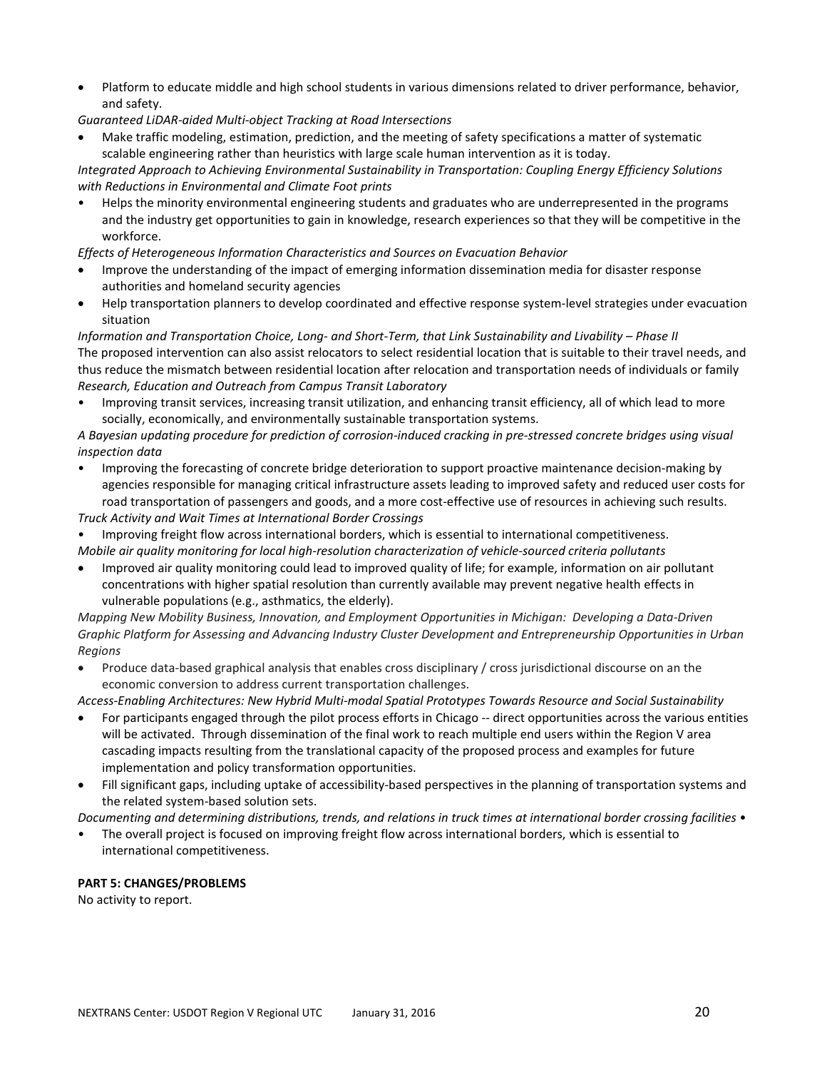- Platform to educate middle and high school students in various dimensions related to driver performance, behavior, and safety.

*Guaranteed LiDAR-aided Multi-object Tracking at Road Intersections*

- Make traffic modeling, estimation, prediction, and the meeting of safety specifications a matter of systematic scalable engineering rather than heuristics with large scale human intervention as it is today.

*Integrated Approach to Achieving Environmental Sustainability in Transportation: Coupling Energy Efficiency Solutions with Reductions in Environmental and Climate Foot prints*

- Helps the minority environmental engineering students and graduates who are underrepresented in the programs and the industry get opportunities to gain in knowledge, research experiences so that they will be competitive in the workforce.

*Effects of Heterogeneous Information Characteristics and Sources on Evacuation Behavior*

- Improve the understanding of the impact of emerging information dissemination media for disaster response authorities and homeland security agencies
- Help transportation planners to develop coordinated and effective response system-level strategies under evacuation situation

*Information and Transportation Choice, Long- and Short-Term, that Link Sustainability and Livability – Phase II*

The proposed intervention can also assist relocators to select residential location that is suitable to their travel needs, and thus reduce the mismatch between residential location after relocation and transportation needs of individuals or family

*Research, Education and Outreach from Campus Transit Laboratory*

- Improving transit services, increasing transit utilization, and enhancing transit efficiency, all of which lead to more socially, economically, and environmentally sustainable transportation systems.

*A Bayesian updating procedure for prediction of corrosion-induced cracking in pre-stressed concrete bridges using visual inspection data*

- Improving the forecasting of concrete bridge deterioration to support proactive maintenance decision-making by agencies responsible for managing critical infrastructure assets leading to improved safety and reduced user costs for road transportation of passengers and goods, and a more cost-effective use of resources in achieving such results.

*Truck Activity and Wait Times at International Border Crossings*

- Improving freight flow across international borders, which is essential to international competitiveness.

*Mobile air quality monitoring for local high-resolution characterization of vehicle-sourced criteria pollutants*

- Improved air quality monitoring could lead to improved quality of life; for example, information on air pollutant concentrations with higher spatial resolution than currently available may prevent negative health effects in vulnerable populations (e.g., asthmatics, the elderly).

*Mapping New Mobility Business, Innovation, and Employment Opportunities in Michigan: Developing a Data-Driven Graphic Platform for Assessing and Advancing Industry Cluster Development and Entrepreneurship Opportunities in Urban Regions*

- Produce data-based graphical analysis that enables cross disciplinary / cross jurisdictional discourse on an the economic conversion to address current transportation challenges.

*Access-Enabling Architectures: New Hybrid Multi-modal Spatial Prototypes Towards Resource and Social Sustainability*

- For participants engaged through the pilot process efforts in Chicago -- direct opportunities across the various entities will be activated. Through dissemination of the final work to reach multiple end users within the Region V area cascading impacts resulting from the translational capacity of the proposed process and examples for future implementation and policy transformation opportunities.
- Fill significant gaps, including uptake of accessibility-based perspectives in the planning of transportation systems and the related system-based solution sets.

*Documenting and determining distributions, trends, and relations in truck times at international border crossing facilities* •

- The overall project is focused on improving freight flow across international borders, which is essential to international competitiveness.

**PART 5: CHANGES/PROBLEMS**

No activity to report.